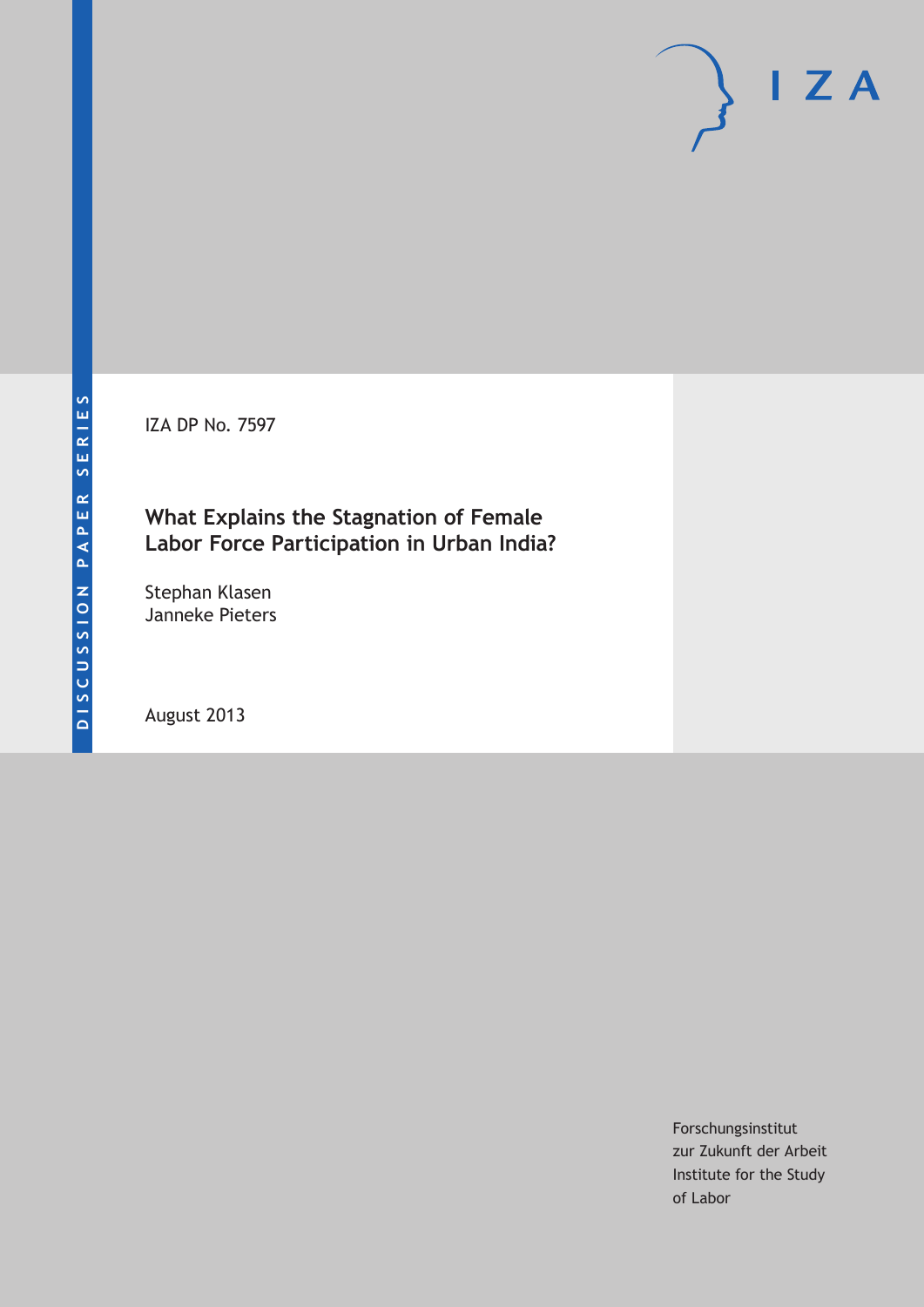DISCUSSION PAPER SERIES

IZA DP No. 7597

# What Explains the Stagnation of Female Labor Force Participation in Urban India?

Stephan Klasen
Janneke Pieters

August 2013

Forschungsinstitut
zur Zukunft der Arbeit
Institute for the Study
of Labor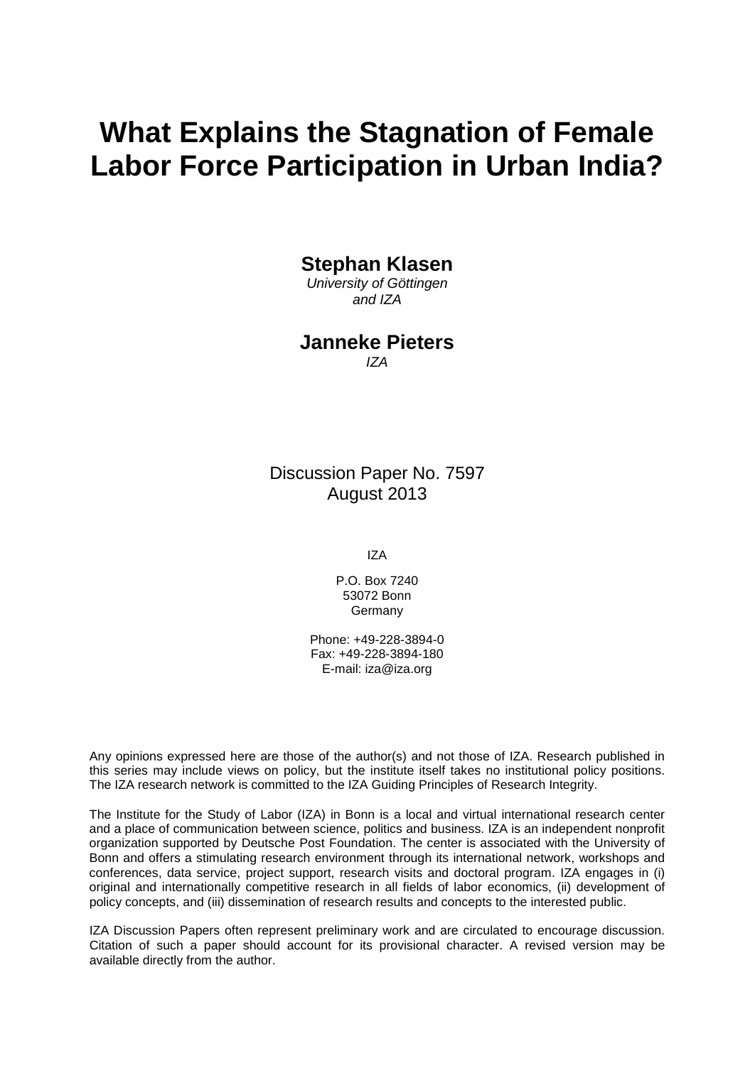# What Explains the Stagnation of Female Labor Force Participation in Urban India?

**Stephan Klasen**
*University of Göttingen and IZA*

**Janneke Pieters**
*IZA*

Discussion Paper No. 7597
August 2013

IZA

P.O. Box 7240
53072 Bonn
Germany

Phone: +49-228-3894-0
Fax: +49-228-3894-180
E-mail: iza@iza.org

Any opinions expressed here are those of the author(s) and not those of IZA. Research published in this series may include views on policy, but the institute itself takes no institutional policy positions. The IZA research network is committed to the IZA Guiding Principles of Research Integrity.

The Institute for the Study of Labor (IZA) in Bonn is a local and virtual international research center and a place of communication between science, politics and business. IZA is an independent nonprofit organization supported by Deutsche Post Foundation. The center is associated with the University of Bonn and offers a stimulating research environment through its international network, workshops and conferences, data service, project support, research visits and doctoral program. IZA engages in (i) original and internationally competitive research in all fields of labor economics, (ii) development of policy concepts, and (iii) dissemination of research results and concepts to the interested public.

IZA Discussion Papers often represent preliminary work and are circulated to encourage discussion. Citation of such a paper should account for its provisional character. A revised version may be available directly from the author.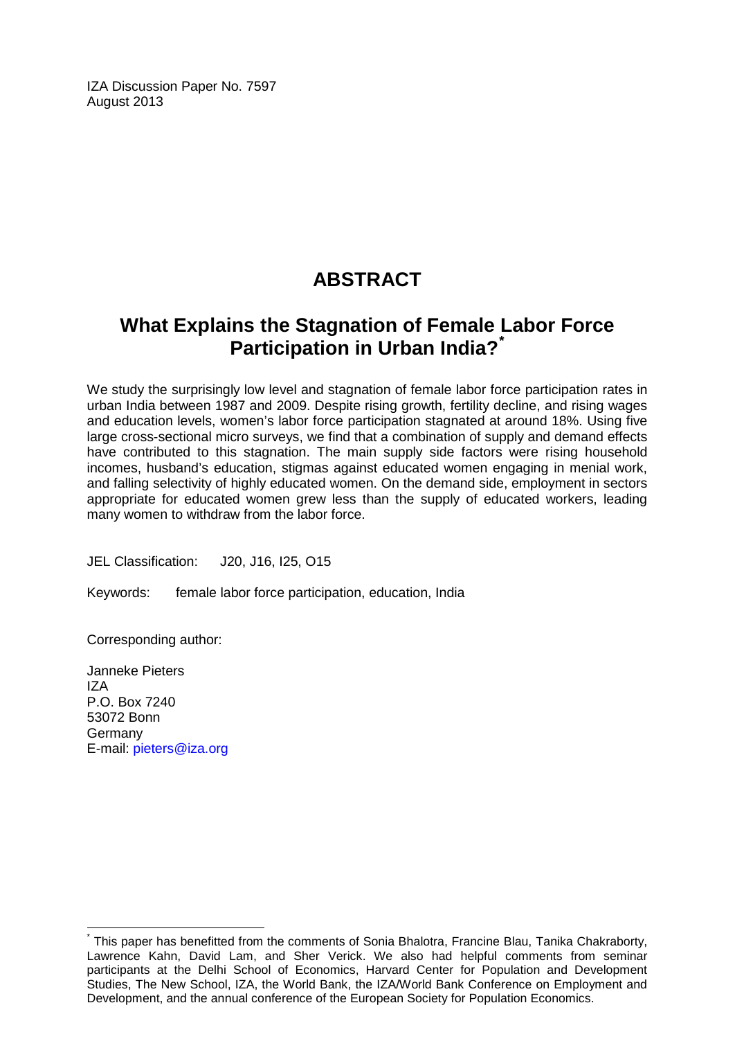IZA Discussion Paper No. 7597
August 2013

# ABSTRACT

## What Explains the Stagnation of Female Labor Force Participation in Urban India?[*]

We study the surprisingly low level and stagnation of female labor force participation rates in urban India between 1987 and 2009. Despite rising growth, fertility decline, and rising wages and education levels, women's labor force participation stagnated at around 18%. Using five large cross-sectional micro surveys, we find that a combination of supply and demand effects have contributed to this stagnation. The main supply side factors were rising household incomes, husband's education, stigmas against educated women engaging in menial work, and falling selectivity of highly educated women. On the demand side, employment in sectors appropriate for educated women grew less than the supply of educated workers, leading many women to withdraw from the labor force.

JEL Classification: J20, J16, I25, O15

Keywords: female labor force participation, education, India

Corresponding author:

Janneke Pieters
IZA
P.O. Box 7240
53072 Bonn
Germany
E-mail: pieters@iza.org

[*] This paper has benefitted from the comments of Sonia Bhalotra, Francine Blau, Tanika Chakraborty, Lawrence Kahn, David Lam, and Sher Verick. We also had helpful comments from seminar participants at the Delhi School of Economics, Harvard Center for Population and Development Studies, The New School, IZA, the World Bank, the IZA/World Bank Conference on Employment and Development, and the annual conference of the European Society for Population Economics.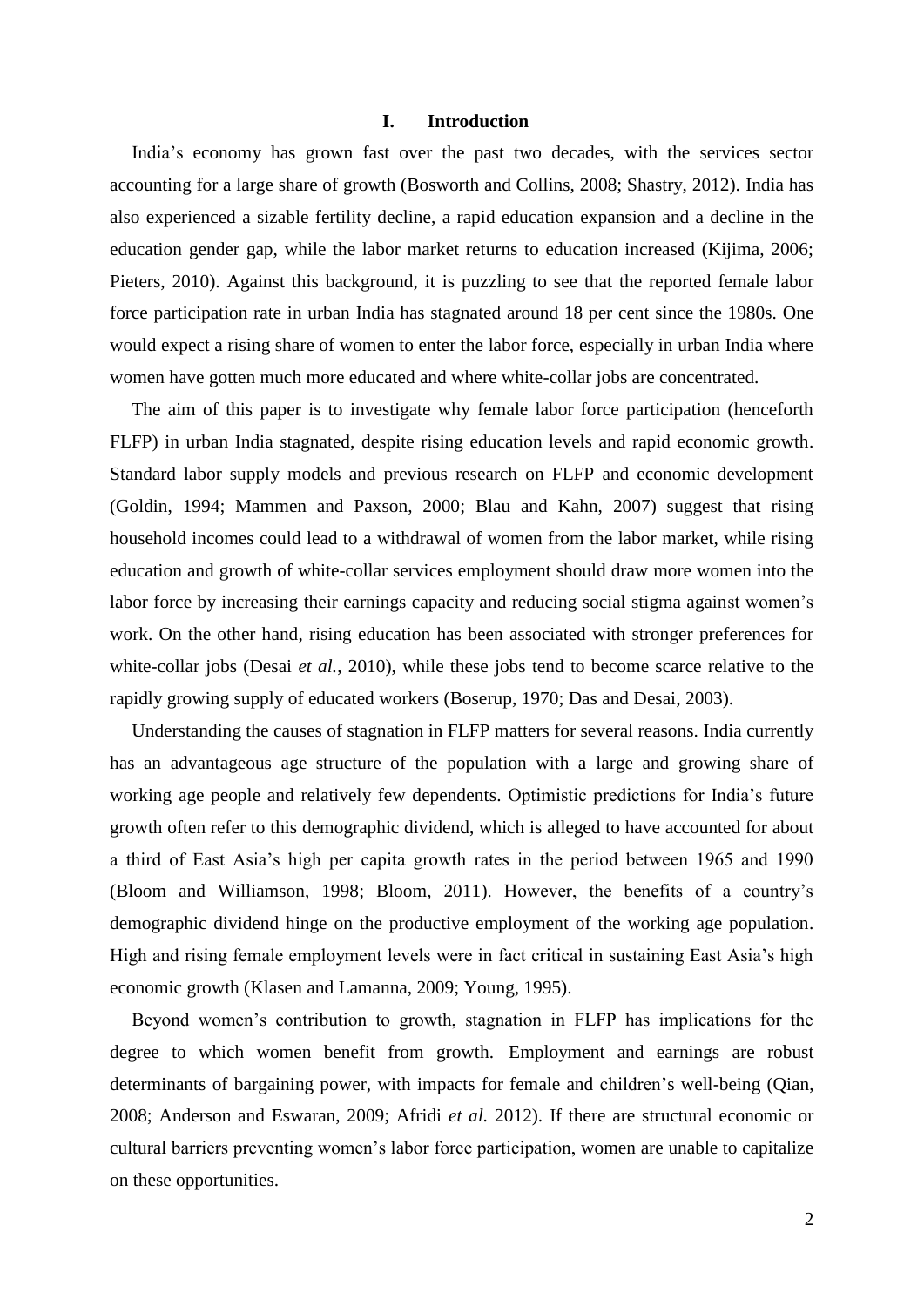# I. Introduction

India's economy has grown fast over the past two decades, with the services sector accounting for a large share of growth (Bosworth and Collins, 2008; Shastry, 2012). India has also experienced a sizable fertility decline, a rapid education expansion and a decline in the education gender gap, while the labor market returns to education increased (Kijima, 2006; Pieters, 2010). Against this background, it is puzzling to see that the reported female labor force participation rate in urban India has stagnated around 18 per cent since the 1980s. One would expect a rising share of women to enter the labor force, especially in urban India where women have gotten much more educated and where white-collar jobs are concentrated.

The aim of this paper is to investigate why female labor force participation (henceforth FLFP) in urban India stagnated, despite rising education levels and rapid economic growth. Standard labor supply models and previous research on FLFP and economic development (Goldin, 1994; Mammen and Paxson, 2000; Blau and Kahn, 2007) suggest that rising household incomes could lead to a withdrawal of women from the labor market, while rising education and growth of white-collar services employment should draw more women into the labor force by increasing their earnings capacity and reducing social stigma against women's work. On the other hand, rising education has been associated with stronger preferences for white-collar jobs (Desai *et al.*, 2010), while these jobs tend to become scarce relative to the rapidly growing supply of educated workers (Boserup, 1970; Das and Desai, 2003).

Understanding the causes of stagnation in FLFP matters for several reasons. India currently has an advantageous age structure of the population with a large and growing share of working age people and relatively few dependents. Optimistic predictions for India's future growth often refer to this demographic dividend, which is alleged to have accounted for about a third of East Asia's high per capita growth rates in the period between 1965 and 1990 (Bloom and Williamson, 1998; Bloom, 2011). However, the benefits of a country's demographic dividend hinge on the productive employment of the working age population. High and rising female employment levels were in fact critical in sustaining East Asia's high economic growth (Klasen and Lamanna, 2009; Young, 1995).

Beyond women's contribution to growth, stagnation in FLFP has implications for the degree to which women benefit from growth. Employment and earnings are robust determinants of bargaining power, with impacts for female and children's well-being (Qian, 2008; Anderson and Eswaran, 2009; Afridi *et al.* 2012). If there are structural economic or cultural barriers preventing women's labor force participation, women are unable to capitalize on these opportunities.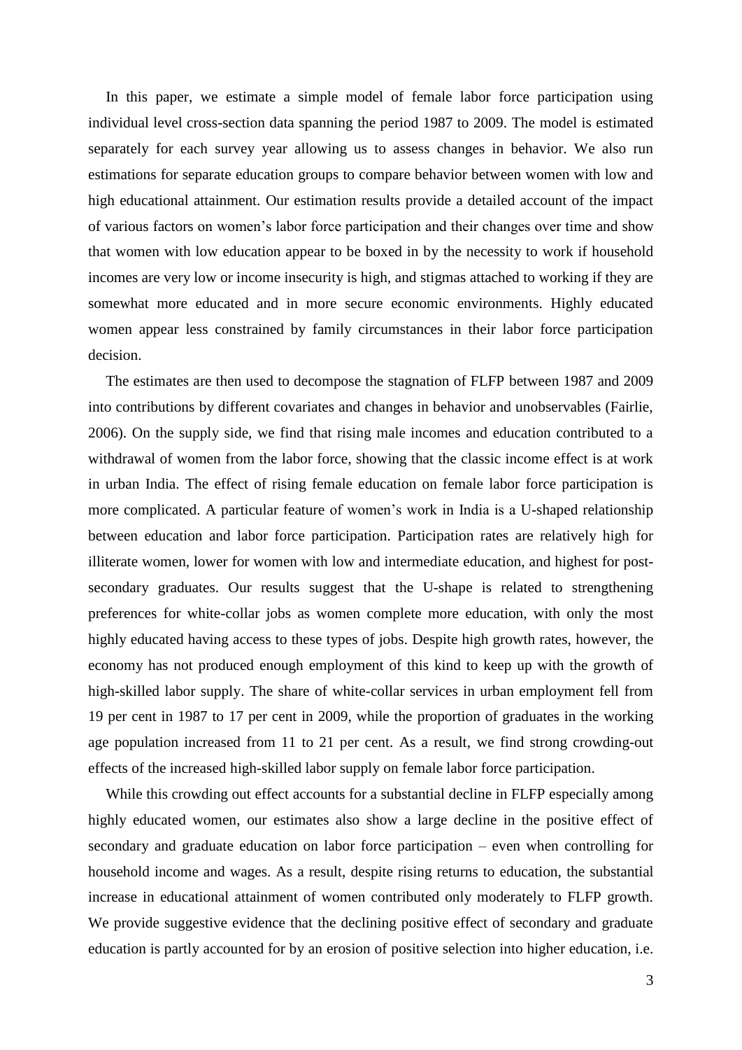In this paper, we estimate a simple model of female labor force participation using individual level cross-section data spanning the period 1987 to 2009. The model is estimated separately for each survey year allowing us to assess changes in behavior. We also run estimations for separate education groups to compare behavior between women with low and high educational attainment. Our estimation results provide a detailed account of the impact of various factors on women's labor force participation and their changes over time and show that women with low education appear to be boxed in by the necessity to work if household incomes are very low or income insecurity is high, and stigmas attached to working if they are somewhat more educated and in more secure economic environments. Highly educated women appear less constrained by family circumstances in their labor force participation decision.

The estimates are then used to decompose the stagnation of FLFP between 1987 and 2009 into contributions by different covariates and changes in behavior and unobservables (Fairlie, 2006). On the supply side, we find that rising male incomes and education contributed to a withdrawal of women from the labor force, showing that the classic income effect is at work in urban India. The effect of rising female education on female labor force participation is more complicated. A particular feature of women's work in India is a U-shaped relationship between education and labor force participation. Participation rates are relatively high for illiterate women, lower for women with low and intermediate education, and highest for post-secondary graduates. Our results suggest that the U-shape is related to strengthening preferences for white-collar jobs as women complete more education, with only the most highly educated having access to these types of jobs. Despite high growth rates, however, the economy has not produced enough employment of this kind to keep up with the growth of high-skilled labor supply. The share of white-collar services in urban employment fell from 19 per cent in 1987 to 17 per cent in 2009, while the proportion of graduates in the working age population increased from 11 to 21 per cent. As a result, we find strong crowding-out effects of the increased high-skilled labor supply on female labor force participation.

While this crowding out effect accounts for a substantial decline in FLFP especially among highly educated women, our estimates also show a large decline in the positive effect of secondary and graduate education on labor force participation – even when controlling for household income and wages. As a result, despite rising returns to education, the substantial increase in educational attainment of women contributed only moderately to FLFP growth. We provide suggestive evidence that the declining positive effect of secondary and graduate education is partly accounted for by an erosion of positive selection into higher education, i.e.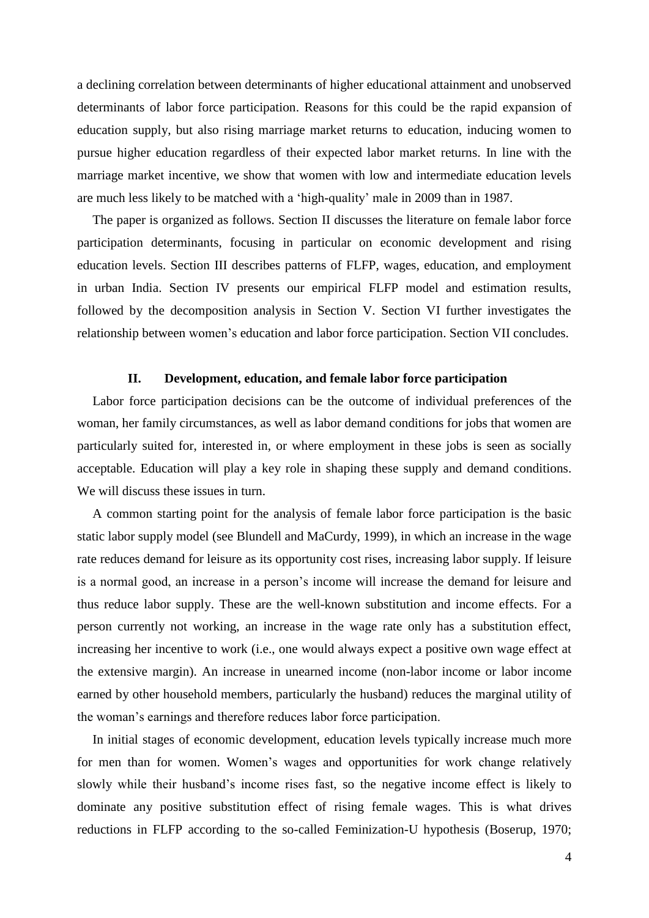a declining correlation between determinants of higher educational attainment and unobserved determinants of labor force participation. Reasons for this could be the rapid expansion of education supply, but also rising marriage market returns to education, inducing women to pursue higher education regardless of their expected labor market returns. In line with the marriage market incentive, we show that women with low and intermediate education levels are much less likely to be matched with a 'high-quality' male in 2009 than in 1987.

The paper is organized as follows. Section II discusses the literature on female labor force participation determinants, focusing in particular on economic development and rising education levels. Section III describes patterns of FLFP, wages, education, and employment in urban India. Section IV presents our empirical FLFP model and estimation results, followed by the decomposition analysis in Section V. Section VI further investigates the relationship between women's education and labor force participation. Section VII concludes.

## II. Development, education, and female labor force participation

Labor force participation decisions can be the outcome of individual preferences of the woman, her family circumstances, as well as labor demand conditions for jobs that women are particularly suited for, interested in, or where employment in these jobs is seen as socially acceptable. Education will play a key role in shaping these supply and demand conditions. We will discuss these issues in turn.

A common starting point for the analysis of female labor force participation is the basic static labor supply model (see Blundell and MaCurdy, 1999), in which an increase in the wage rate reduces demand for leisure as its opportunity cost rises, increasing labor supply. If leisure is a normal good, an increase in a person's income will increase the demand for leisure and thus reduce labor supply. These are the well-known substitution and income effects. For a person currently not working, an increase in the wage rate only has a substitution effect, increasing her incentive to work (i.e., one would always expect a positive own wage effect at the extensive margin). An increase in unearned income (non-labor income or labor income earned by other household members, particularly the husband) reduces the marginal utility of the woman's earnings and therefore reduces labor force participation.

In initial stages of economic development, education levels typically increase much more for men than for women. Women's wages and opportunities for work change relatively slowly while their husband's income rises fast, so the negative income effect is likely to dominate any positive substitution effect of rising female wages. This is what drives reductions in FLFP according to the so-called Feminization-U hypothesis (Boserup, 1970;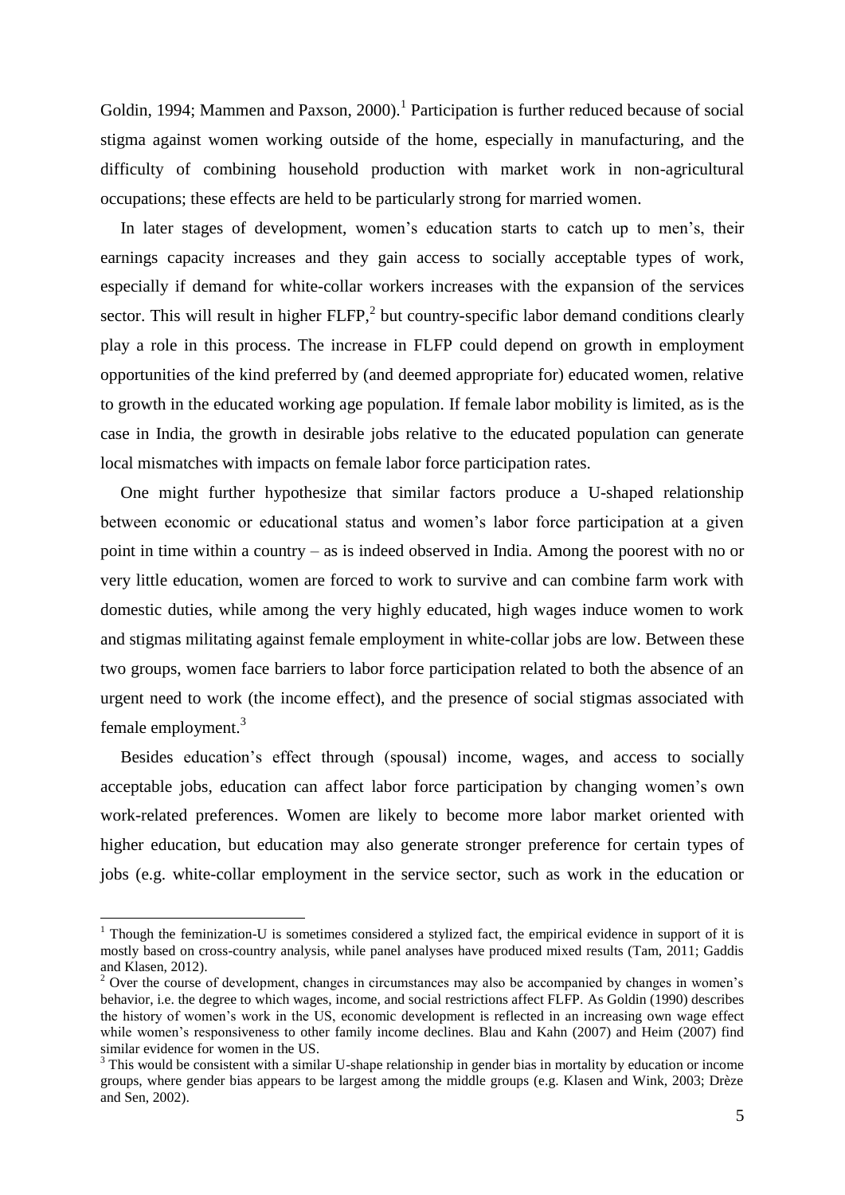Goldin, 1994; Mammen and Paxson, 2000).[1] Participation is further reduced because of social stigma against women working outside of the home, especially in manufacturing, and the difficulty of combining household production with market work in non-agricultural occupations; these effects are held to be particularly strong for married women.

In later stages of development, women's education starts to catch up to men's, their earnings capacity increases and they gain access to socially acceptable types of work, especially if demand for white-collar workers increases with the expansion of the services sector. This will result in higher FLFP,[2] but country-specific labor demand conditions clearly play a role in this process. The increase in FLFP could depend on growth in employment opportunities of the kind preferred by (and deemed appropriate for) educated women, relative to growth in the educated working age population. If female labor mobility is limited, as is the case in India, the growth in desirable jobs relative to the educated population can generate local mismatches with impacts on female labor force participation rates.

One might further hypothesize that similar factors produce a U-shaped relationship between economic or educational status and women's labor force participation at a given point in time within a country – as is indeed observed in India. Among the poorest with no or very little education, women are forced to work to survive and can combine farm work with domestic duties, while among the very highly educated, high wages induce women to work and stigmas militating against female employment in white-collar jobs are low. Between these two groups, women face barriers to labor force participation related to both the absence of an urgent need to work (the income effect), and the presence of social stigmas associated with female employment.[3]

Besides education's effect through (spousal) income, wages, and access to socially acceptable jobs, education can affect labor force participation by changing women's own work-related preferences. Women are likely to become more labor market oriented with higher education, but education may also generate stronger preference for certain types of jobs (e.g. white-collar employment in the service sector, such as work in the education or

[1] Though the feminization-U is sometimes considered a stylized fact, the empirical evidence in support of it is mostly based on cross-country analysis, while panel analyses have produced mixed results (Tam, 2011; Gaddis and Klasen, 2012).

[2] Over the course of development, changes in circumstances may also be accompanied by changes in women's behavior, i.e. the degree to which wages, income, and social restrictions affect FLFP. As Goldin (1990) describes the history of women's work in the US, economic development is reflected in an increasing own wage effect while women's responsiveness to other family income declines. Blau and Kahn (2007) and Heim (2007) find similar evidence for women in the US.

[3] This would be consistent with a similar U-shape relationship in gender bias in mortality by education or income groups, where gender bias appears to be largest among the middle groups (e.g. Klasen and Wink, 2003; Drèze and Sen, 2002).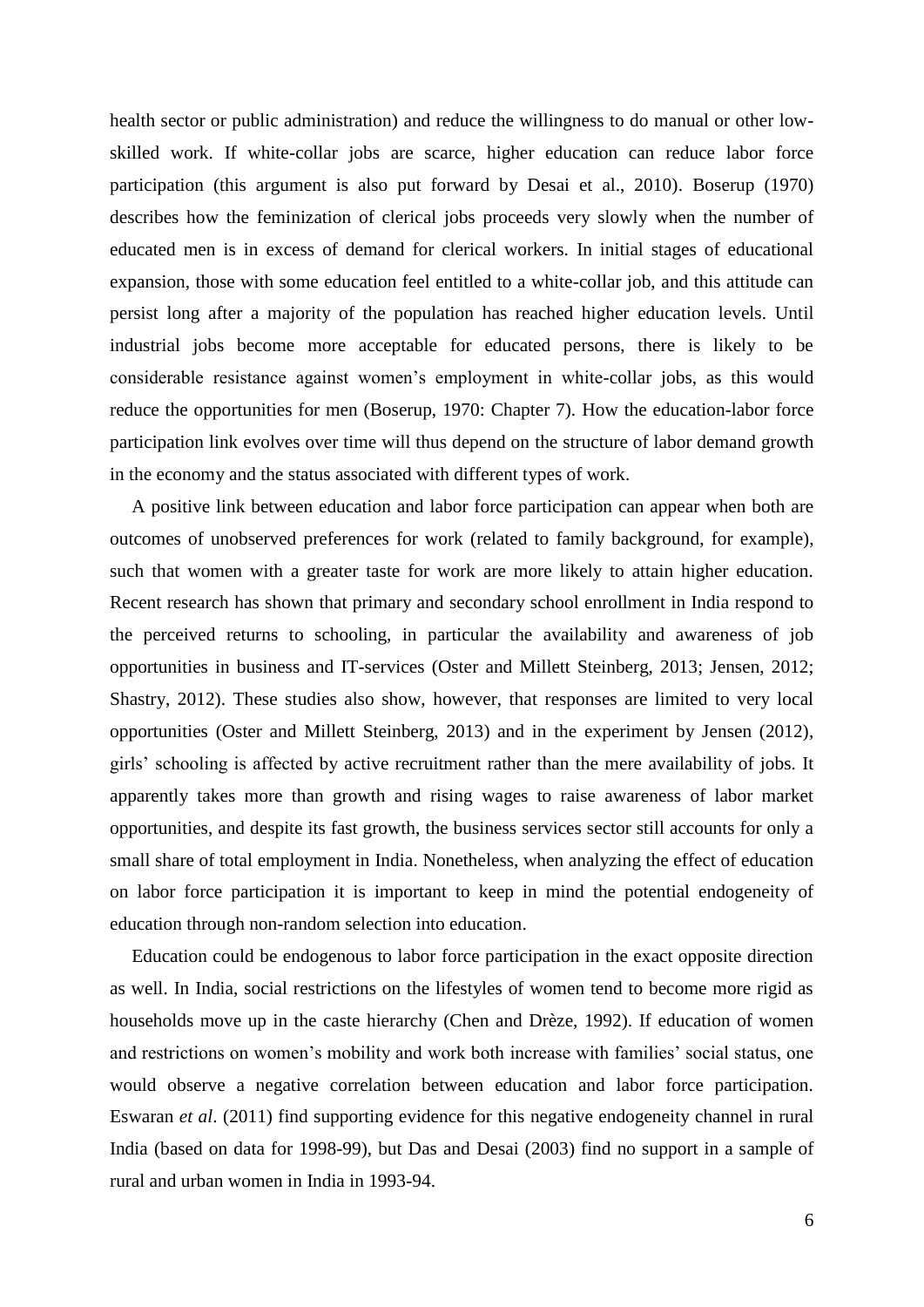health sector or public administration) and reduce the willingness to do manual or other low-skilled work. If white-collar jobs are scarce, higher education can reduce labor force participation (this argument is also put forward by Desai et al., 2010). Boserup (1970) describes how the feminization of clerical jobs proceeds very slowly when the number of educated men is in excess of demand for clerical workers. In initial stages of educational expansion, those with some education feel entitled to a white-collar job, and this attitude can persist long after a majority of the population has reached higher education levels. Until industrial jobs become more acceptable for educated persons, there is likely to be considerable resistance against women's employment in white-collar jobs, as this would reduce the opportunities for men (Boserup, 1970: Chapter 7). How the education-labor force participation link evolves over time will thus depend on the structure of labor demand growth in the economy and the status associated with different types of work.

A positive link between education and labor force participation can appear when both are outcomes of unobserved preferences for work (related to family background, for example), such that women with a greater taste for work are more likely to attain higher education. Recent research has shown that primary and secondary school enrollment in India respond to the perceived returns to schooling, in particular the availability and awareness of job opportunities in business and IT-services (Oster and Millett Steinberg, 2013; Jensen, 2012; Shastry, 2012). These studies also show, however, that responses are limited to very local opportunities (Oster and Millett Steinberg, 2013) and in the experiment by Jensen (2012), girls' schooling is affected by active recruitment rather than the mere availability of jobs. It apparently takes more than growth and rising wages to raise awareness of labor market opportunities, and despite its fast growth, the business services sector still accounts for only a small share of total employment in India. Nonetheless, when analyzing the effect of education on labor force participation it is important to keep in mind the potential endogeneity of education through non-random selection into education.

Education could be endogenous to labor force participation in the exact opposite direction as well. In India, social restrictions on the lifestyles of women tend to become more rigid as households move up in the caste hierarchy (Chen and Drèze, 1992). If education of women and restrictions on women's mobility and work both increase with families' social status, one would observe a negative correlation between education and labor force participation. Eswaran *et al*. (2011) find supporting evidence for this negative endogeneity channel in rural India (based on data for 1998-99), but Das and Desai (2003) find no support in a sample of rural and urban women in India in 1993-94.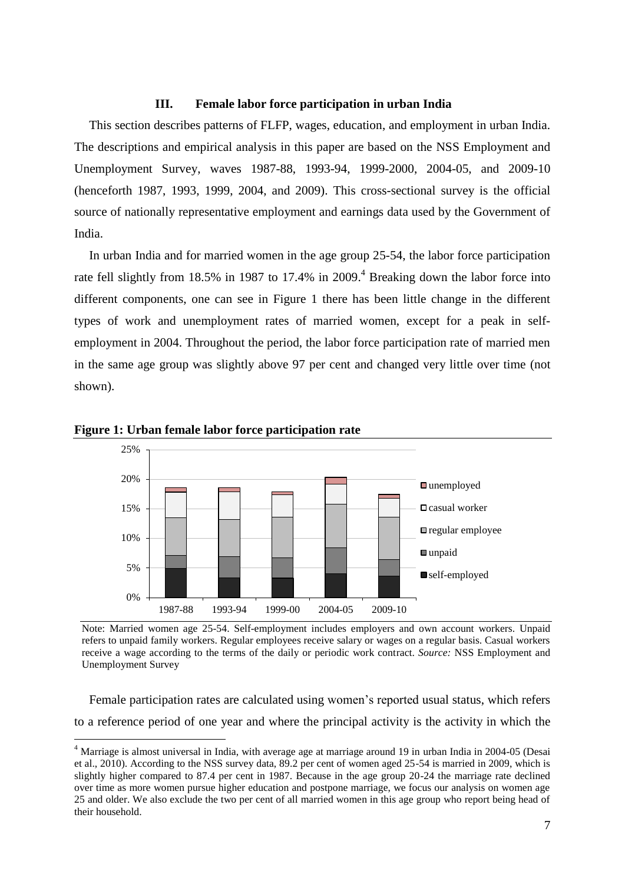## III. Female labor force participation in urban India

This section describes patterns of FLFP, wages, education, and employment in urban India. The descriptions and empirical analysis in this paper are based on the NSS Employment and Unemployment Survey, waves 1987-88, 1993-94, 1999-2000, 2004-05, and 2009-10 (henceforth 1987, 1993, 1999, 2004, and 2009). This cross-sectional survey is the official source of nationally representative employment and earnings data used by the Government of India.

In urban India and for married women in the age group 25-54, the labor force participation rate fell slightly from 18.5% in 1987 to 17.4% in 2009.[4] Breaking down the labor force into different components, one can see in Figure 1 there has been little change in the different types of work and unemployment rates of married women, except for a peak in self-employment in 2004. Throughout the period, the labor force participation rate of married men in the same age group was slightly above 97 per cent and changed very little over time (not shown).

**Figure 1: Urban female labor force participation rate**

Note: Married women age 25-54. Self-employment includes employers and own account workers. Unpaid refers to unpaid family workers. Regular employees receive salary or wages on a regular basis. Casual workers receive a wage according to the terms of the daily or periodic work contract. *Source:* NSS Employment and Unemployment Survey

Female participation rates are calculated using women's reported usual status, which refers to a reference period of one year and where the principal activity is the activity in which the

[4] Marriage is almost universal in India, with average age at marriage around 19 in urban India in 2004-05 (Desai et al., 2010). According to the NSS survey data, 89.2 per cent of women aged 25-54 is married in 2009, which is slightly higher compared to 87.4 per cent in 1987. Because in the age group 20-24 the marriage rate declined over time as more women pursue higher education and postpone marriage, we focus our analysis on women age 25 and older. We also exclude the two per cent of all married women in this age group who report being head of their household.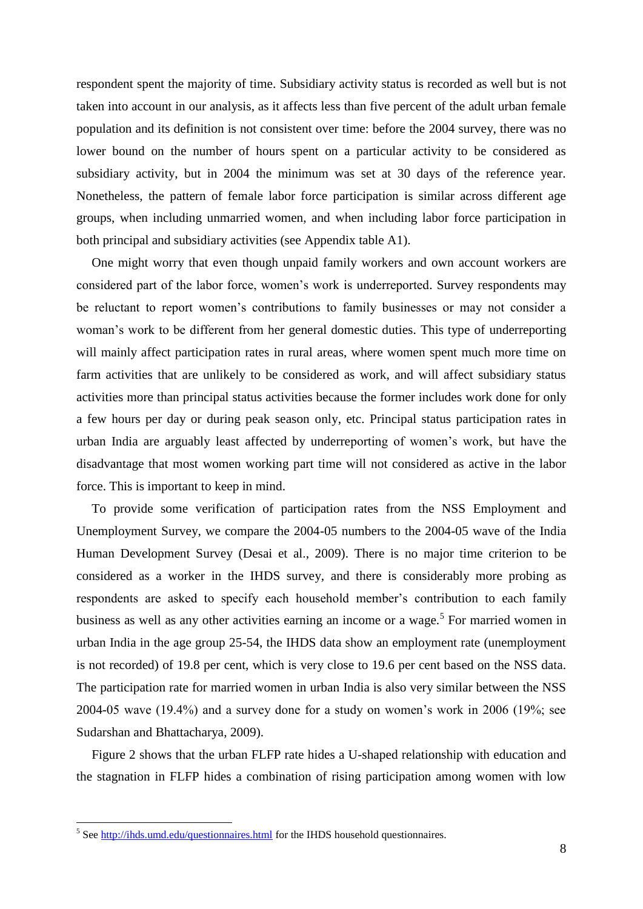respondent spent the majority of time. Subsidiary activity status is recorded as well but is not taken into account in our analysis, as it affects less than five percent of the adult urban female population and its definition is not consistent over time: before the 2004 survey, there was no lower bound on the number of hours spent on a particular activity to be considered as subsidiary activity, but in 2004 the minimum was set at 30 days of the reference year. Nonetheless, the pattern of female labor force participation is similar across different age groups, when including unmarried women, and when including labor force participation in both principal and subsidiary activities (see Appendix table A1).

One might worry that even though unpaid family workers and own account workers are considered part of the labor force, women's work is underreported. Survey respondents may be reluctant to report women's contributions to family businesses or may not consider a woman's work to be different from her general domestic duties. This type of underreporting will mainly affect participation rates in rural areas, where women spent much more time on farm activities that are unlikely to be considered as work, and will affect subsidiary status activities more than principal status activities because the former includes work done for only a few hours per day or during peak season only, etc. Principal status participation rates in urban India are arguably least affected by underreporting of women's work, but have the disadvantage that most women working part time will not considered as active in the labor force. This is important to keep in mind.

To provide some verification of participation rates from the NSS Employment and Unemployment Survey, we compare the 2004-05 numbers to the 2004-05 wave of the India Human Development Survey (Desai et al., 2009). There is no major time criterion to be considered as a worker in the IHDS survey, and there is considerably more probing as respondents are asked to specify each household member's contribution to each family business as well as any other activities earning an income or a wage.[5] For married women in urban India in the age group 25-54, the IHDS data show an employment rate (unemployment is not recorded) of 19.8 per cent, which is very close to 19.6 per cent based on the NSS data. The participation rate for married women in urban India is also very similar between the NSS 2004-05 wave (19.4%) and a survey done for a study on women's work in 2006 (19%; see Sudarshan and Bhattacharya, 2009).

Figure 2 shows that the urban FLFP rate hides a U-shaped relationship with education and the stagnation in FLFP hides a combination of rising participation among women with low

---

[5] See http://ihds.umd.edu/questionnaires.html for the IHDS household questionnaires.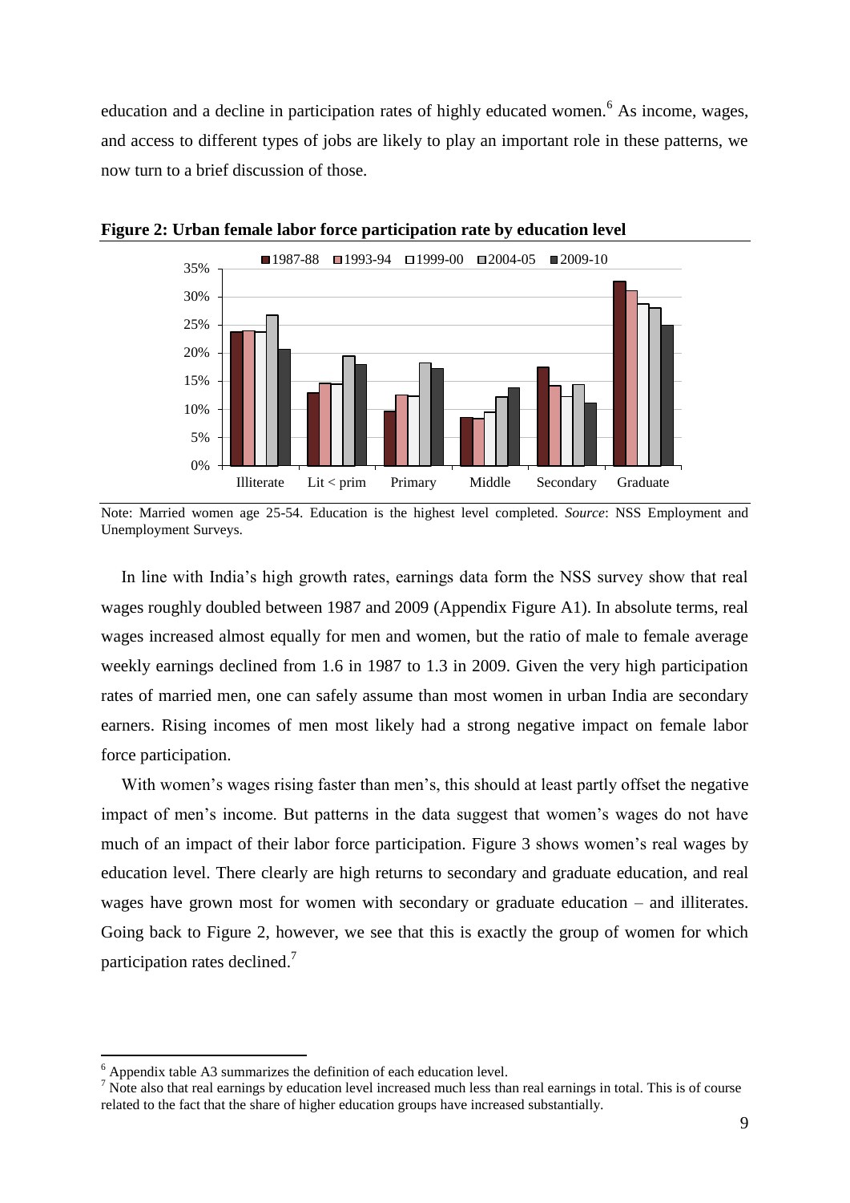education and a decline in participation rates of highly educated women.[6] As income, wages, and access to different types of jobs are likely to play an important role in these patterns, we now turn to a brief discussion of those.

**Figure 2: Urban female labor force participation rate by education level**

Note: Married women age 25-54. Education is the highest level completed. *Source*: NSS Employment and Unemployment Surveys.

In line with India's high growth rates, earnings data form the NSS survey show that real wages roughly doubled between 1987 and 2009 (Appendix Figure A1). In absolute terms, real wages increased almost equally for men and women, but the ratio of male to female average weekly earnings declined from 1.6 in 1987 to 1.3 in 2009. Given the very high participation rates of married men, one can safely assume than most women in urban India are secondary earners. Rising incomes of men most likely had a strong negative impact on female labor force participation.

With women's wages rising faster than men's, this should at least partly offset the negative impact of men's income. But patterns in the data suggest that women's wages do not have much of an impact of their labor force participation. Figure 3 shows women's real wages by education level. There clearly are high returns to secondary and graduate education, and real wages have grown most for women with secondary or graduate education – and illiterates. Going back to Figure 2, however, we see that this is exactly the group of women for which participation rates declined.[7]

[6] Appendix table A3 summarizes the definition of each education level.

[7] Note also that real earnings by education level increased much less than real earnings in total. This is of course related to the fact that the share of higher education groups have increased substantially.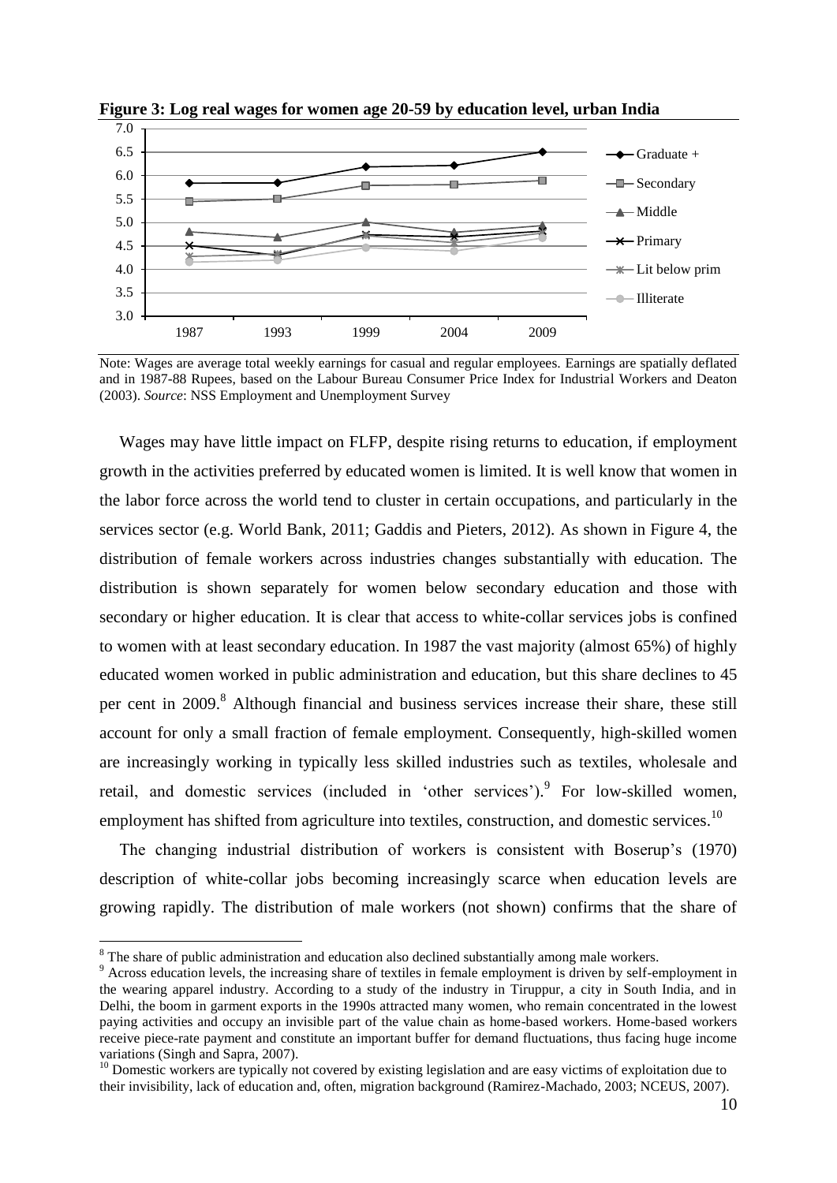**Figure 3: Log real wages for women age 20-59 by education level, urban India**

Note: Wages are average total weekly earnings for casual and regular employees. Earnings are spatially deflated and in 1987-88 Rupees, based on the Labour Bureau Consumer Price Index for Industrial Workers and Deaton (2003). *Source*: NSS Employment and Unemployment Survey

Wages may have little impact on FLFP, despite rising returns to education, if employment growth in the activities preferred by educated women is limited. It is well know that women in the labor force across the world tend to cluster in certain occupations, and particularly in the services sector (e.g. World Bank, 2011; Gaddis and Pieters, 2012). As shown in Figure 4, the distribution of female workers across industries changes substantially with education. The distribution is shown separately for women below secondary education and those with secondary or higher education. It is clear that access to white-collar services jobs is confined to women with at least secondary education. In 1987 the vast majority (almost 65%) of highly educated women worked in public administration and education, but this share declines to 45 per cent in 2009.[8] Although financial and business services increase their share, these still account for only a small fraction of female employment. Consequently, high-skilled women are increasingly working in typically less skilled industries such as textiles, wholesale and retail, and domestic services (included in 'other services').[9] For low-skilled women, employment has shifted from agriculture into textiles, construction, and domestic services.[10]

The changing industrial distribution of workers is consistent with Boserup's (1970) description of white-collar jobs becoming increasingly scarce when education levels are growing rapidly. The distribution of male workers (not shown) confirms that the share of

---

[8] The share of public administration and education also declined substantially among male workers.

[9] Across education levels, the increasing share of textiles in female employment is driven by self-employment in the wearing apparel industry. According to a study of the industry in Tiruppur, a city in South India, and in Delhi, the boom in garment exports in the 1990s attracted many women, who remain concentrated in the lowest paying activities and occupy an invisible part of the value chain as home-based workers. Home-based workers receive piece-rate payment and constitute an important buffer for demand fluctuations, thus facing huge income variations (Singh and Sapra, 2007).

[10] Domestic workers are typically not covered by existing legislation and are easy victims of exploitation due to their invisibility, lack of education and, often, migration background (Ramirez-Machado, 2003; NCEUS, 2007).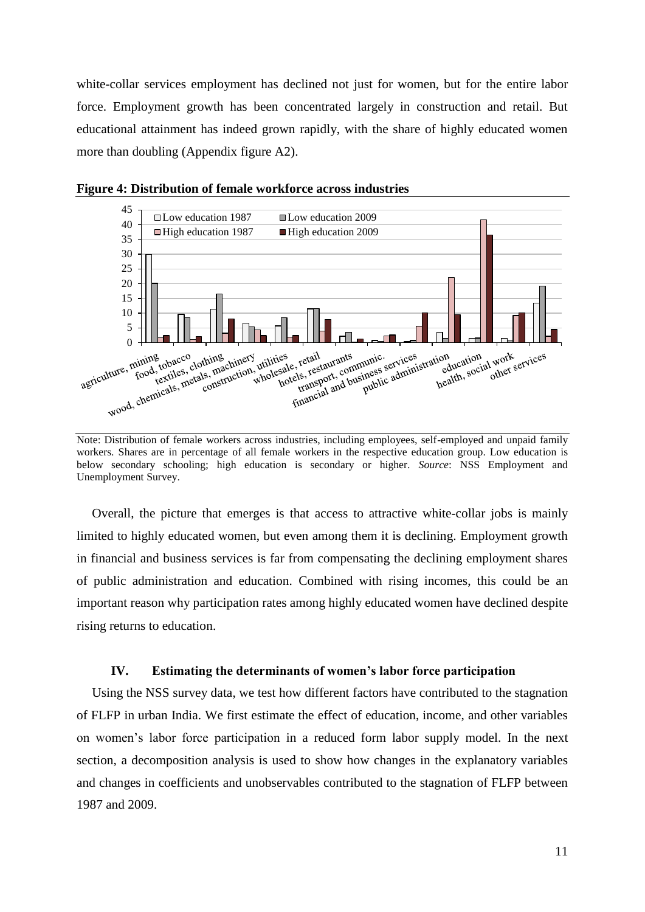white-collar services employment has declined not just for women, but for the entire labor force. Employment growth has been concentrated largely in construction and retail. But educational attainment has indeed grown rapidly, with the share of highly educated women more than doubling (Appendix figure A2).

**Figure 4: Distribution of female workforce across industries**

Note: Distribution of female workers across industries, including employees, self-employed and unpaid family workers. Shares are in percentage of all female workers in the respective education group. Low education is below secondary schooling; high education is secondary or higher. *Source*: NSS Employment and Unemployment Survey.

Overall, the picture that emerges is that access to attractive white-collar jobs is mainly limited to highly educated women, but even among them it is declining. Employment growth in financial and business services is far from compensating the declining employment shares of public administration and education. Combined with rising incomes, this could be an important reason why participation rates among highly educated women have declined despite rising returns to education.

## IV. Estimating the determinants of women's labor force participation

Using the NSS survey data, we test how different factors have contributed to the stagnation of FLFP in urban India. We first estimate the effect of education, income, and other variables on women's labor force participation in a reduced form labor supply model. In the next section, a decomposition analysis is used to show how changes in the explanatory variables and changes in coefficients and unobservables contributed to the stagnation of FLFP between 1987 and 2009.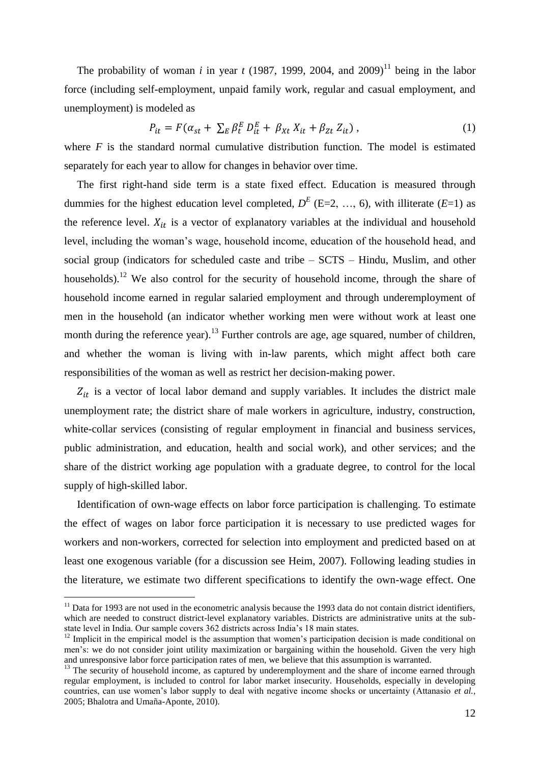The probability of woman $i$ in year $t$ (1987, 1999, 2004, and 2009)[11] being in the labor force (including self-employment, unpaid family work, regular and casual employment, and unemployment) is modeled as

$$P_{it} = F(\alpha_{st} + \sum_E \beta_t^E D_{it}^E + \beta_{Xt} X_{it} + \beta_{Zt} Z_{it}), \tag{1}$$

where $F$ is the standard normal cumulative distribution function. The model is estimated separately for each year to allow for changes in behavior over time.

The first right-hand side term is a state fixed effect. Education is measured through dummies for the highest education level completed, $D^E$ (E=2, …, 6), with illiterate ($E$=1) as the reference level. $X_{it}$ is a vector of explanatory variables at the individual and household level, including the woman's wage, household income, education of the household head, and social group (indicators for scheduled caste and tribe – SCTS – Hindu, Muslim, and other households).[12] We also control for the security of household income, through the share of household income earned in regular salaried employment and through underemployment of men in the household (an indicator whether working men were without work at least one month during the reference year).[13] Further controls are age, age squared, number of children, and whether the woman is living with in-law parents, which might affect both care responsibilities of the woman as well as restrict her decision-making power.

$Z_{it}$ is a vector of local labor demand and supply variables. It includes the district male unemployment rate; the district share of male workers in agriculture, industry, construction, white-collar services (consisting of regular employment in financial and business services, public administration, and education, health and social work), and other services; and the share of the district working age population with a graduate degree, to control for the local supply of high-skilled labor.

Identification of own-wage effects on labor force participation is challenging. To estimate the effect of wages on labor force participation it is necessary to use predicted wages for workers and non-workers, corrected for selection into employment and predicted based on at least one exogenous variable (for a discussion see Heim, 2007). Following leading studies in the literature, we estimate two different specifications to identify the own-wage effect. One

---

[11] Data for 1993 are not used in the econometric analysis because the 1993 data do not contain district identifiers, which are needed to construct district-level explanatory variables. Districts are administrative units at the sub-state level in India. Our sample covers 362 districts across India's 18 main states.

[12] Implicit in the empirical model is the assumption that women's participation decision is made conditional on men's: we do not consider joint utility maximization or bargaining within the household. Given the very high and unresponsive labor force participation rates of men, we believe that this assumption is warranted.

[13] The security of household income, as captured by underemployment and the share of income earned through regular employment, is included to control for labor market insecurity. Households, especially in developing countries, can use women's labor supply to deal with negative income shocks or uncertainty (Attanasio *et al.*, 2005; Bhalotra and Umaña-Aponte, 2010).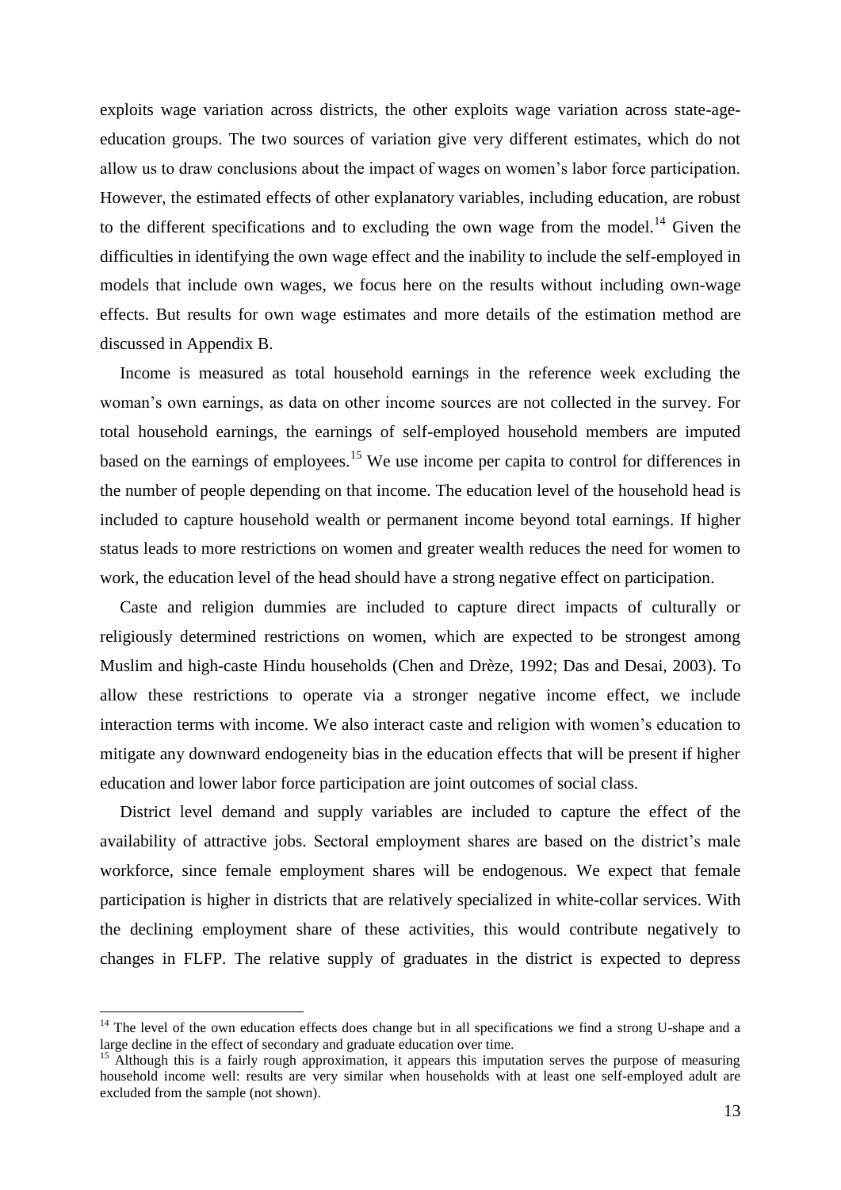exploits wage variation across districts, the other exploits wage variation across state-age-education groups. The two sources of variation give very different estimates, which do not allow us to draw conclusions about the impact of wages on women's labor force participation. However, the estimated effects of other explanatory variables, including education, are robust to the different specifications and to excluding the own wage from the model.[14] Given the difficulties in identifying the own wage effect and the inability to include the self-employed in models that include own wages, we focus here on the results without including own-wage effects. But results for own wage estimates and more details of the estimation method are discussed in Appendix B.

Income is measured as total household earnings in the reference week excluding the woman's own earnings, as data on other income sources are not collected in the survey. For total household earnings, the earnings of self-employed household members are imputed based on the earnings of employees.[15] We use income per capita to control for differences in the number of people depending on that income. The education level of the household head is included to capture household wealth or permanent income beyond total earnings. If higher status leads to more restrictions on women and greater wealth reduces the need for women to work, the education level of the head should have a strong negative effect on participation.

Caste and religion dummies are included to capture direct impacts of culturally or religiously determined restrictions on women, which are expected to be strongest among Muslim and high-caste Hindu households (Chen and Drèze, 1992; Das and Desai, 2003). To allow these restrictions to operate via a stronger negative income effect, we include interaction terms with income. We also interact caste and religion with women's education to mitigate any downward endogeneity bias in the education effects that will be present if higher education and lower labor force participation are joint outcomes of social class.

District level demand and supply variables are included to capture the effect of the availability of attractive jobs. Sectoral employment shares are based on the district's male workforce, since female employment shares will be endogenous. We expect that female participation is higher in districts that are relatively specialized in white-collar services. With the declining employment share of these activities, this would contribute negatively to changes in FLFP. The relative supply of graduates in the district is expected to depress

---

[14] The level of the own education effects does change but in all specifications we find a strong U-shape and a large decline in the effect of secondary and graduate education over time.

[15] Although this is a fairly rough approximation, it appears this imputation serves the purpose of measuring household income well: results are very similar when households with at least one self-employed adult are excluded from the sample (not shown).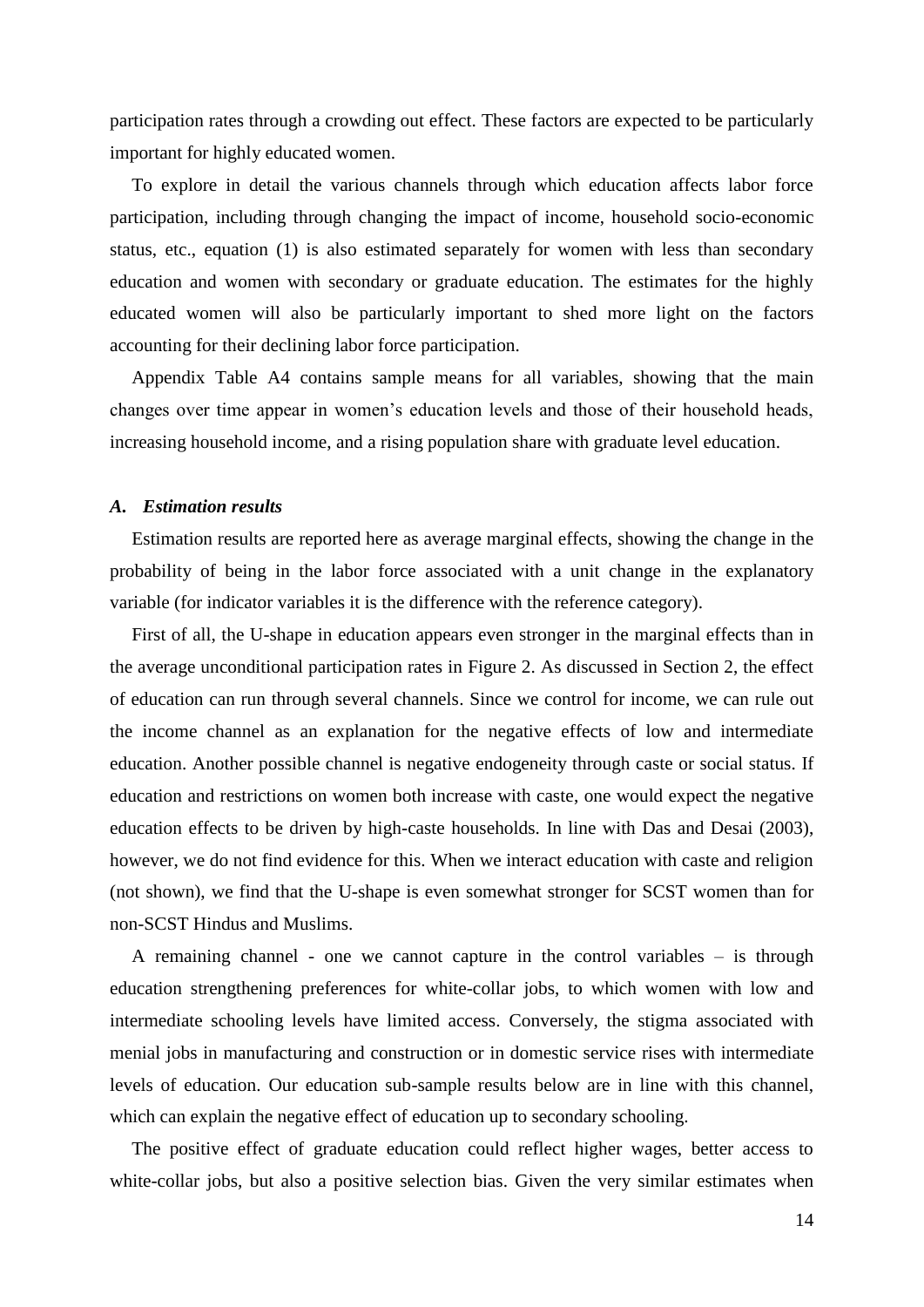participation rates through a crowding out effect. These factors are expected to be particularly important for highly educated women.

To explore in detail the various channels through which education affects labor force participation, including through changing the impact of income, household socio-economic status, etc., equation (1) is also estimated separately for women with less than secondary education and women with secondary or graduate education. The estimates for the highly educated women will also be particularly important to shed more light on the factors accounting for their declining labor force participation.

Appendix Table A4 contains sample means for all variables, showing that the main changes over time appear in women's education levels and those of their household heads, increasing household income, and a rising population share with graduate level education.

### *A. Estimation results*

Estimation results are reported here as average marginal effects, showing the change in the probability of being in the labor force associated with a unit change in the explanatory variable (for indicator variables it is the difference with the reference category).

First of all, the U-shape in education appears even stronger in the marginal effects than in the average unconditional participation rates in Figure 2. As discussed in Section 2, the effect of education can run through several channels. Since we control for income, we can rule out the income channel as an explanation for the negative effects of low and intermediate education. Another possible channel is negative endogeneity through caste or social status. If education and restrictions on women both increase with caste, one would expect the negative education effects to be driven by high-caste households. In line with Das and Desai (2003), however, we do not find evidence for this. When we interact education with caste and religion (not shown), we find that the U-shape is even somewhat stronger for SCST women than for non-SCST Hindus and Muslims.

A remaining channel - one we cannot capture in the control variables – is through education strengthening preferences for white-collar jobs, to which women with low and intermediate schooling levels have limited access. Conversely, the stigma associated with menial jobs in manufacturing and construction or in domestic service rises with intermediate levels of education. Our education sub-sample results below are in line with this channel, which can explain the negative effect of education up to secondary schooling.

The positive effect of graduate education could reflect higher wages, better access to white-collar jobs, but also a positive selection bias. Given the very similar estimates when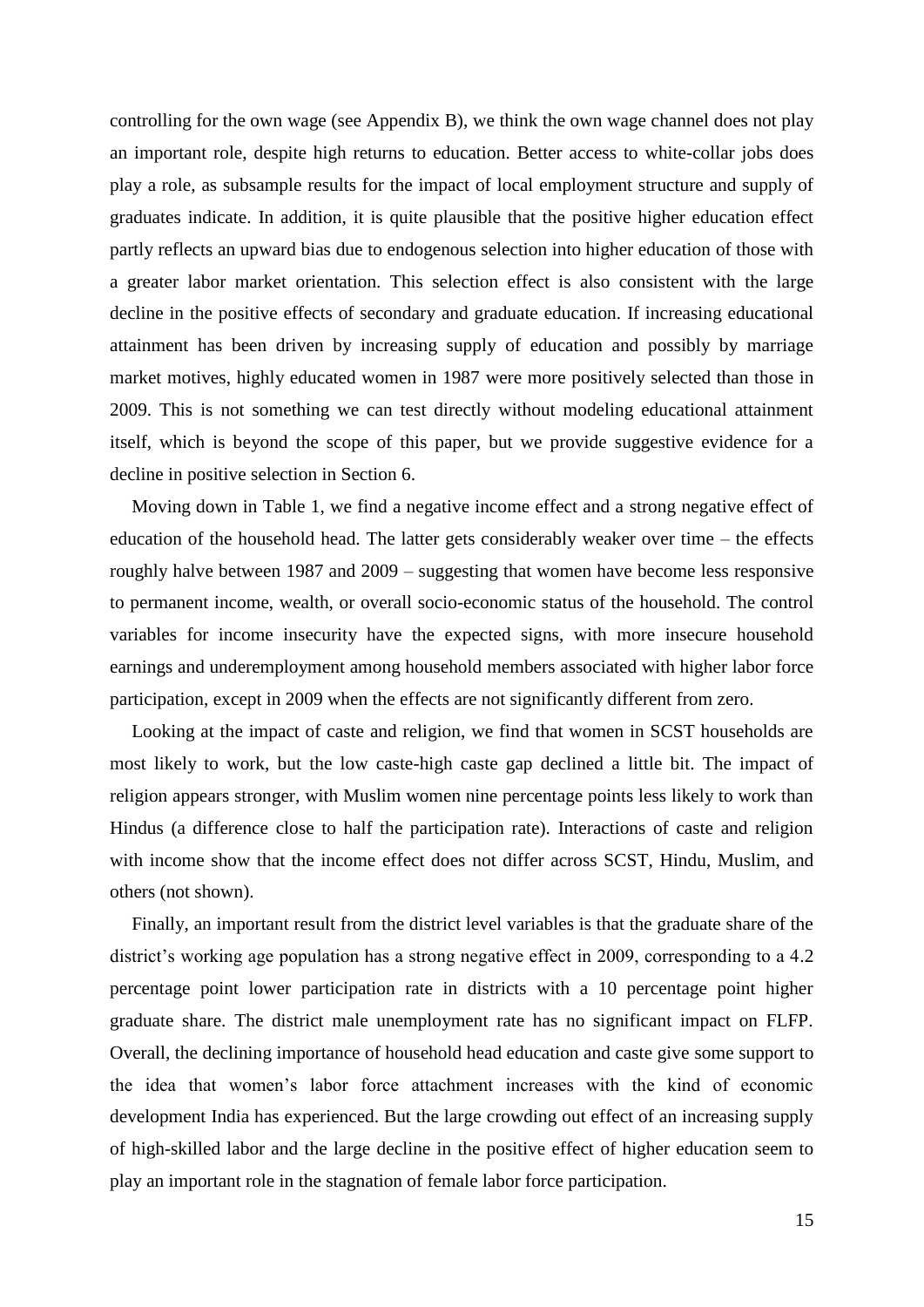controlling for the own wage (see Appendix B), we think the own wage channel does not play an important role, despite high returns to education. Better access to white-collar jobs does play a role, as subsample results for the impact of local employment structure and supply of graduates indicate. In addition, it is quite plausible that the positive higher education effect partly reflects an upward bias due to endogenous selection into higher education of those with a greater labor market orientation. This selection effect is also consistent with the large decline in the positive effects of secondary and graduate education. If increasing educational attainment has been driven by increasing supply of education and possibly by marriage market motives, highly educated women in 1987 were more positively selected than those in 2009. This is not something we can test directly without modeling educational attainment itself, which is beyond the scope of this paper, but we provide suggestive evidence for a decline in positive selection in Section 6.

Moving down in Table 1, we find a negative income effect and a strong negative effect of education of the household head. The latter gets considerably weaker over time – the effects roughly halve between 1987 and 2009 – suggesting that women have become less responsive to permanent income, wealth, or overall socio-economic status of the household. The control variables for income insecurity have the expected signs, with more insecure household earnings and underemployment among household members associated with higher labor force participation, except in 2009 when the effects are not significantly different from zero.

Looking at the impact of caste and religion, we find that women in SCST households are most likely to work, but the low caste-high caste gap declined a little bit. The impact of religion appears stronger, with Muslim women nine percentage points less likely to work than Hindus (a difference close to half the participation rate). Interactions of caste and religion with income show that the income effect does not differ across SCST, Hindu, Muslim, and others (not shown).

Finally, an important result from the district level variables is that the graduate share of the district's working age population has a strong negative effect in 2009, corresponding to a 4.2 percentage point lower participation rate in districts with a 10 percentage point higher graduate share. The district male unemployment rate has no significant impact on FLFP. Overall, the declining importance of household head education and caste give some support to the idea that women's labor force attachment increases with the kind of economic development India has experienced. But the large crowding out effect of an increasing supply of high-skilled labor and the large decline in the positive effect of higher education seem to play an important role in the stagnation of female labor force participation.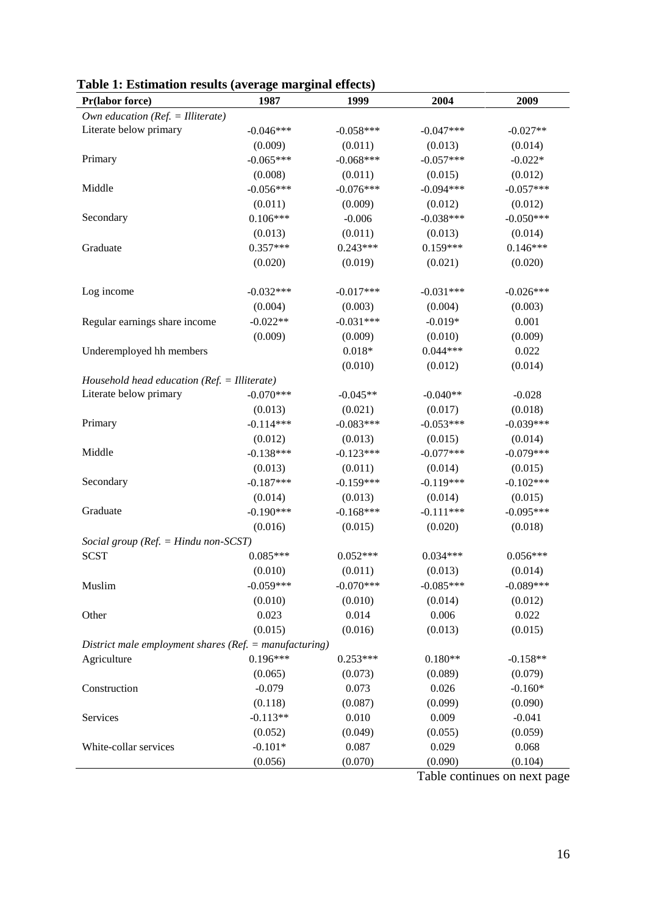**Table 1: Estimation results (average marginal effects)**

| Pr(labor force) | 1987 | 1999 | 2004 | 2009 |
|---|---|---|---|---|
| *Own education (Ref. = Illiterate)* | | | | |
| Literate below primary | -0.046*** | -0.058*** | -0.047*** | -0.027** |
| | (0.009) | (0.011) | (0.013) | (0.014) |
| Primary | -0.065*** | -0.068*** | -0.057*** | -0.022* |
| | (0.008) | (0.011) | (0.015) | (0.012) |
| Middle | -0.056*** | -0.076*** | -0.094*** | -0.057*** |
| | (0.011) | (0.009) | (0.012) | (0.012) |
| Secondary | 0.106*** | -0.006 | -0.038*** | -0.050*** |
| | (0.013) | (0.011) | (0.013) | (0.014) |
| Graduate | 0.357*** | 0.243*** | 0.159*** | 0.146*** |
| | (0.020) | (0.019) | (0.021) | (0.020) |
| Log income | -0.032*** | -0.017*** | -0.031*** | -0.026*** |
| | (0.004) | (0.003) | (0.004) | (0.003) |
| Regular earnings share income | -0.022** | -0.031*** | -0.019* | 0.001 |
| | (0.009) | (0.009) | (0.010) | (0.009) |
| Underemployed hh members | | 0.018* | 0.044*** | 0.022 |
| | | (0.010) | (0.012) | (0.014) |
| *Household head education (Ref. = Illiterate)* | | | | |
| Literate below primary | -0.070*** | -0.045** | -0.040** | -0.028 |
| | (0.013) | (0.021) | (0.017) | (0.018) |
| Primary | -0.114*** | -0.083*** | -0.053*** | -0.039*** |
| | (0.012) | (0.013) | (0.015) | (0.014) |
| Middle | -0.138*** | -0.123*** | -0.077*** | -0.079*** |
| | (0.013) | (0.011) | (0.014) | (0.015) |
| Secondary | -0.187*** | -0.159*** | -0.119*** | -0.102*** |
| | (0.014) | (0.013) | (0.014) | (0.015) |
| Graduate | -0.190*** | -0.168*** | -0.111*** | -0.095*** |
| | (0.016) | (0.015) | (0.020) | (0.018) |
| *Social group (Ref. = Hindu non-SCST)* | | | | |
| SCST | 0.085*** | 0.052*** | 0.034*** | 0.056*** |
| | (0.010) | (0.011) | (0.013) | (0.014) |
| Muslim | -0.059*** | -0.070*** | -0.085*** | -0.089*** |
| | (0.010) | (0.010) | (0.014) | (0.012) |
| Other | 0.023 | 0.014 | 0.006 | 0.022 |
| | (0.015) | (0.016) | (0.013) | (0.015) |
| *District male employment shares (Ref. = manufacturing)* | | | | |
| Agriculture | 0.196*** | 0.253*** | 0.180** | -0.158** |
| | (0.065) | (0.073) | (0.089) | (0.079) |
| Construction | -0.079 | 0.073 | 0.026 | -0.160* |
| | (0.118) | (0.087) | (0.099) | (0.090) |
| Services | -0.113** | 0.010 | 0.009 | -0.041 |
| | (0.052) | (0.049) | (0.055) | (0.059) |
| White-collar services | -0.101* | 0.087 | 0.029 | 0.068 |
| | (0.056) | (0.070) | (0.090) | (0.104) |

Table continues on next page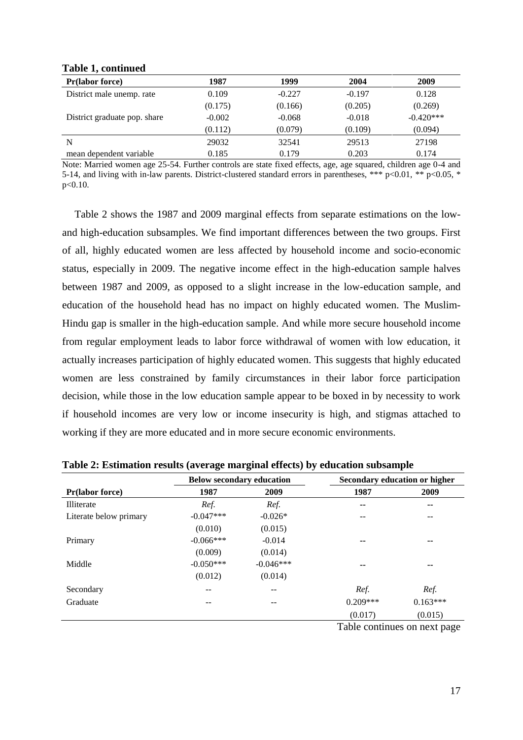**Table 1, continued**

| Pr(labor force) | 1987 | 1999 | 2004 | 2009 |
|---|---|---|---|---|
| District male unemp. rate | 0.109 | -0.227 | -0.197 | 0.128 |
| | (0.175) | (0.166) | (0.205) | (0.269) |
| District graduate pop. share | -0.002 | -0.068 | -0.018 | -0.420*** |
| | (0.112) | (0.079) | (0.109) | (0.094) |
| N | 29032 | 32541 | 29513 | 27198 |
| mean dependent variable | 0.185 | 0.179 | 0.203 | 0.174 |

Note: Married women age 25-54. Further controls are state fixed effects, age, age squared, children age 0-4 and 5-14, and living with in-law parents. District-clustered standard errors in parentheses, *** p<0.01, ** p<0.05, * p<0.10.

Table 2 shows the 1987 and 2009 marginal effects from separate estimations on the low- and high-education subsamples. We find important differences between the two groups. First of all, highly educated women are less affected by household income and socio-economic status, especially in 2009. The negative income effect in the high-education sample halves between 1987 and 2009, as opposed to a slight increase in the low-education sample, and education of the household head has no impact on highly educated women. The Muslim-Hindu gap is smaller in the high-education sample. And while more secure household income from regular employment leads to labor force withdrawal of women with low education, it actually increases participation of highly educated women. This suggests that highly educated women are less constrained by family circumstances in their labor force participation decision, while those in the low education sample appear to be boxed in by necessity to work if household incomes are very low or income insecurity is high, and stigmas attached to working if they are more educated and in more secure economic environments.

**Table 2: Estimation results (average marginal effects) by education subsample**

| | Below secondary education | | Secondary education or higher | |
|---|---|---|---|---|
| **Pr(labor force)** | **1987** | **2009** | **1987** | **2009** |
| Illiterate | *Ref.* | *Ref.* | -- | -- |
| Literate below primary | -0.047*** | -0.026* | -- | -- |
| | (0.010) | (0.015) | | |
| Primary | -0.066*** | -0.014 | -- | -- |
| | (0.009) | (0.014) | | |
| Middle | -0.050*** | -0.046*** | -- | -- |
| | (0.012) | (0.014) | | |
| Secondary | -- | -- | *Ref.* | *Ref.* |
| Graduate | -- | -- | 0.209*** | 0.163*** |
| | | | (0.017) | (0.015) |

Table continues on next page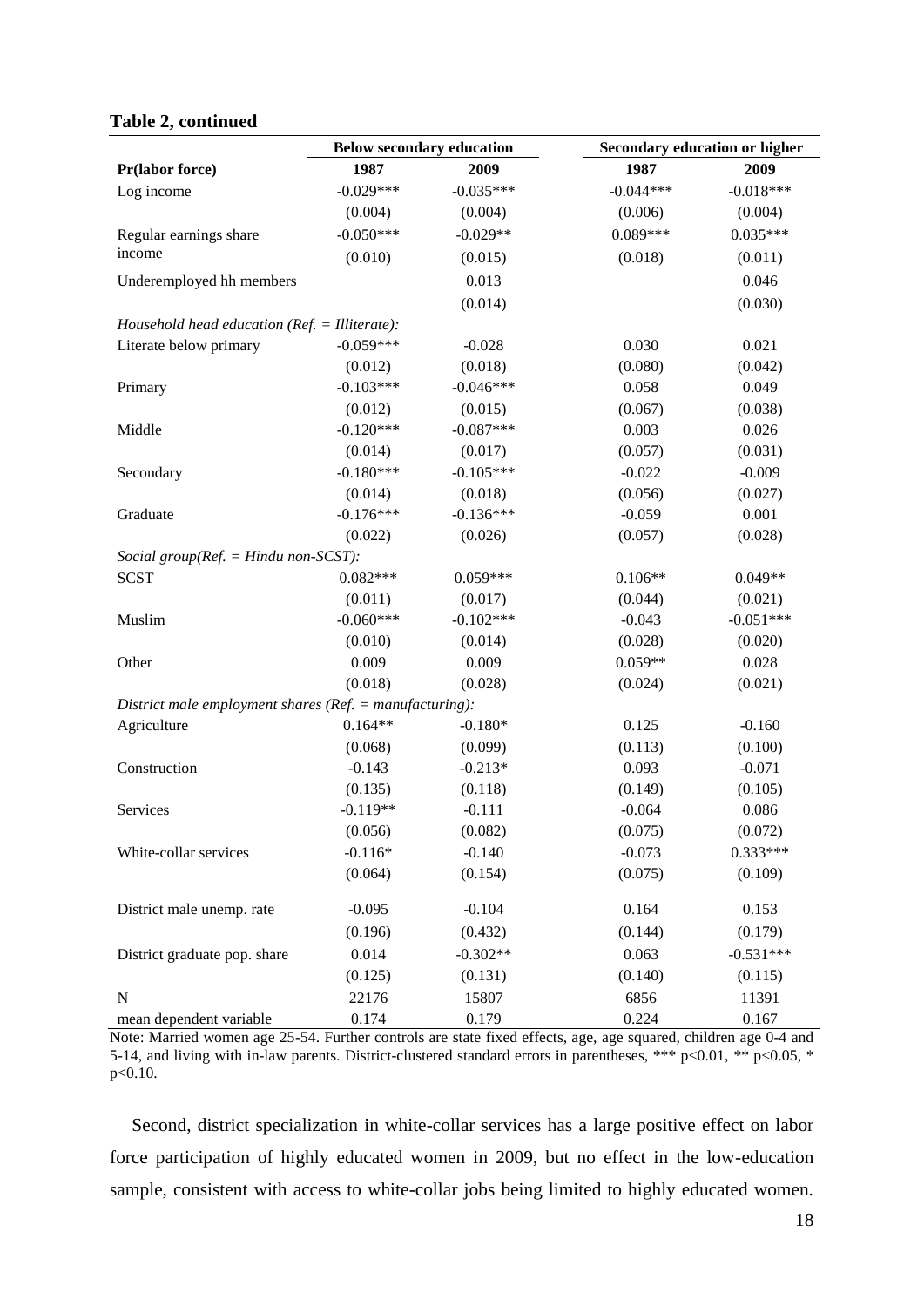**Table 2, continued**

| | Below secondary education | | Secondary education or higher | |
|---|---|---|---|---|
| **Pr(labor force)** | **1987** | **2009** | **1987** | **2009** |
| Log income | -0.029*** | -0.035*** | -0.044*** | -0.018*** |
| | (0.004) | (0.004) | (0.006) | (0.004) |
| Regular earnings share income | -0.050*** | -0.029** | 0.089*** | 0.035*** |
| | (0.010) | (0.015) | (0.018) | (0.011) |
| Underemployed hh members | | 0.013 | | 0.046 |
| | | (0.014) | | (0.030) |
| *Household head education (Ref. = Illiterate):* | | | | |
| Literate below primary | -0.059*** | -0.028 | 0.030 | 0.021 |
| | (0.012) | (0.018) | (0.080) | (0.042) |
| Primary | -0.103*** | -0.046*** | 0.058 | 0.049 |
| | (0.012) | (0.015) | (0.067) | (0.038) |
| Middle | -0.120*** | -0.087*** | 0.003 | 0.026 |
| | (0.014) | (0.017) | (0.057) | (0.031) |
| Secondary | -0.180*** | -0.105*** | -0.022 | -0.009 |
| | (0.014) | (0.018) | (0.056) | (0.027) |
| Graduate | -0.176*** | -0.136*** | -0.059 | 0.001 |
| | (0.022) | (0.026) | (0.057) | (0.028) |
| *Social group(Ref. = Hindu non-SCST):* | | | | |
| SCST | 0.082*** | 0.059*** | 0.106** | 0.049** |
| | (0.011) | (0.017) | (0.044) | (0.021) |
| Muslim | -0.060*** | -0.102*** | -0.043 | -0.051*** |
| | (0.010) | (0.014) | (0.028) | (0.020) |
| Other | 0.009 | 0.009 | 0.059** | 0.028 |
| | (0.018) | (0.028) | (0.024) | (0.021) |
| *District male employment shares (Ref. = manufacturing):* | | | | |
| Agriculture | 0.164** | -0.180* | 0.125 | -0.160 |
| | (0.068) | (0.099) | (0.113) | (0.100) |
| Construction | -0.143 | -0.213* | 0.093 | -0.071 |
| | (0.135) | (0.118) | (0.149) | (0.105) |
| Services | -0.119** | -0.111 | -0.064 | 0.086 |
| | (0.056) | (0.082) | (0.075) | (0.072) |
| White-collar services | -0.116* | -0.140 | -0.073 | 0.333*** |
| | (0.064) | (0.154) | (0.075) | (0.109) |
| District male unemp. rate | -0.095 | -0.104 | 0.164 | 0.153 |
| | (0.196) | (0.432) | (0.144) | (0.179) |
| District graduate pop. share | 0.014 | -0.302** | 0.063 | -0.531*** |
| | (0.125) | (0.131) | (0.140) | (0.115) |
| N | 22176 | 15807 | 6856 | 11391 |
| mean dependent variable | 0.174 | 0.179 | 0.224 | 0.167 |

Note: Married women age 25-54. Further controls are state fixed effects, age, age squared, children age 0-4 and 5-14, and living with in-law parents. District-clustered standard errors in parentheses, *** p<0.01, ** p<0.05, * p<0.10.

Second, district specialization in white-collar services has a large positive effect on labor force participation of highly educated women in 2009, but no effect in the low-education sample, consistent with access to white-collar jobs being limited to highly educated women.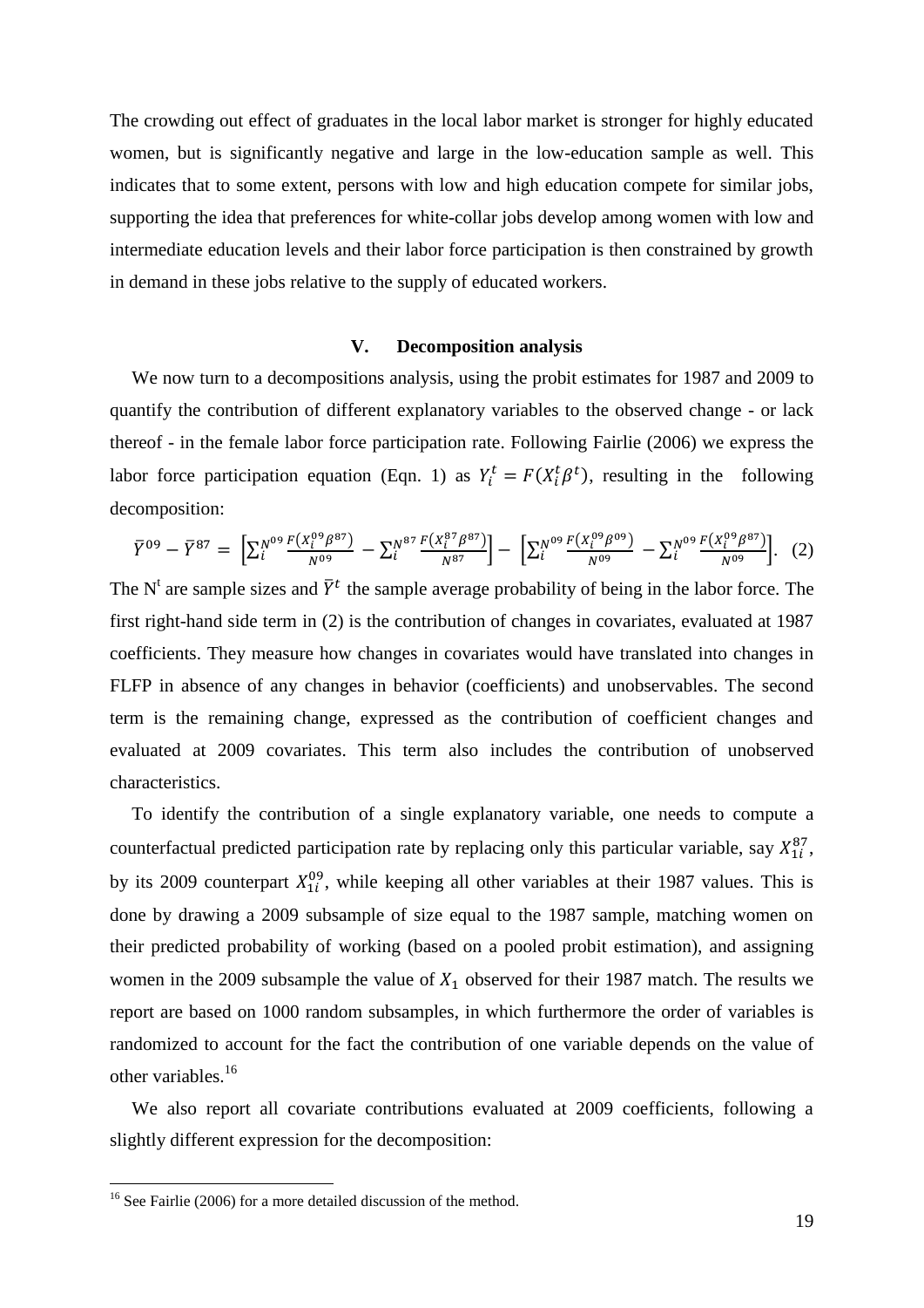The crowding out effect of graduates in the local labor market is stronger for highly educated women, but is significantly negative and large in the low-education sample as well. This indicates that to some extent, persons with low and high education compete for similar jobs, supporting the idea that preferences for white-collar jobs develop among women with low and intermediate education levels and their labor force participation is then constrained by growth in demand in these jobs relative to the supply of educated workers.

## V. Decomposition analysis

We now turn to a decompositions analysis, using the probit estimates for 1987 and 2009 to quantify the contribution of different explanatory variables to the observed change - or lack thereof - in the female labor force participation rate. Following Fairlie (2006) we express the labor force participation equation (Eqn. 1) as $Y_i^t = F(X_i^t \beta^t)$, resulting in the following decomposition:

$$\bar{Y}^{09} - \bar{Y}^{87} = \left[\sum_i^{N^{09}} \frac{F(X_i^{09}\beta^{87})}{N^{09}} - \sum_i^{N^{87}} \frac{F(X_i^{87}\beta^{87})}{N^{87}}\right] - \left[\sum_i^{N^{09}} \frac{F(X_i^{09}\beta^{09})}{N^{09}} - \sum_i^{N^{09}} \frac{F(X_i^{09}\beta^{87})}{N^{09}}\right]. \quad (2)$$

The $N^t$ are sample sizes and $\bar{Y}^t$ the sample average probability of being in the labor force. The first right-hand side term in (2) is the contribution of changes in covariates, evaluated at 1987 coefficients. They measure how changes in covariates would have translated into changes in FLFP in absence of any changes in behavior (coefficients) and unobservables. The second term is the remaining change, expressed as the contribution of coefficient changes and evaluated at 2009 covariates. This term also includes the contribution of unobserved characteristics.

To identify the contribution of a single explanatory variable, one needs to compute a counterfactual predicted participation rate by replacing only this particular variable, say $X_{1i}^{87}$, by its 2009 counterpart $X_{1i}^{09}$, while keeping all other variables at their 1987 values. This is done by drawing a 2009 subsample of size equal to the 1987 sample, matching women on their predicted probability of working (based on a pooled probit estimation), and assigning women in the 2009 subsample the value of $X_1$ observed for their 1987 match. The results we report are based on 1000 random subsamples, in which furthermore the order of variables is randomized to account for the fact the contribution of one variable depends on the value of other variables.[16]

We also report all covariate contributions evaluated at 2009 coefficients, following a slightly different expression for the decomposition:

[16] See Fairlie (2006) for a more detailed discussion of the method.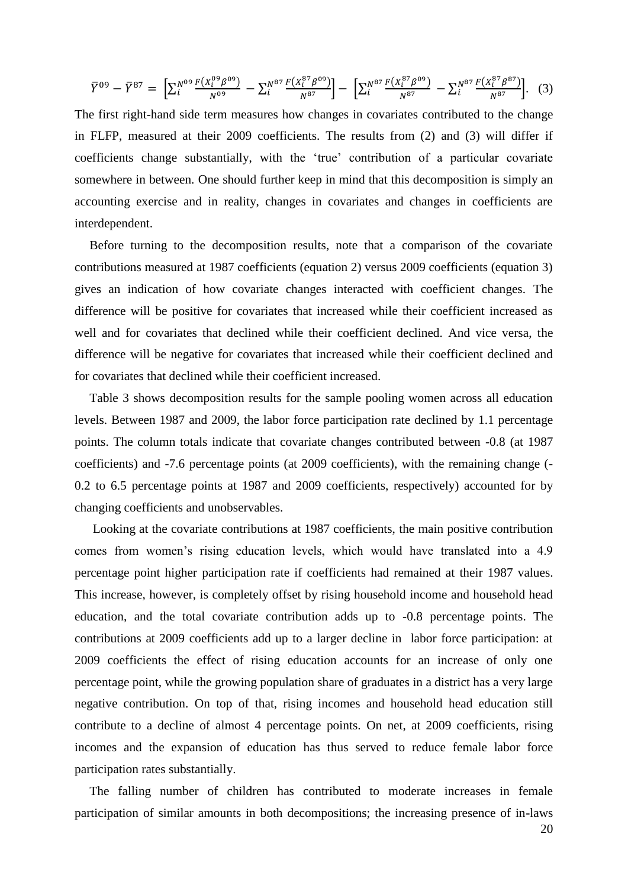$$\bar{Y}^{09} - \bar{Y}^{87} = \left[\sum_i^{N^{09}} \frac{F(X_i^{09}\beta^{09})}{N^{09}} - \sum_i^{N^{87}} \frac{F(X_i^{87}\beta^{09})}{N^{87}}\right] - \left[\sum_i^{N^{87}} \frac{F(X_i^{87}\beta^{09})}{N^{87}} - \sum_i^{N^{87}} \frac{F(X_i^{87}\beta^{87})}{N^{87}}\right]. \quad (3)$$

The first right-hand side term measures how changes in covariates contributed to the change in FLFP, measured at their 2009 coefficients. The results from (2) and (3) will differ if coefficients change substantially, with the 'true' contribution of a particular covariate somewhere in between. One should further keep in mind that this decomposition is simply an accounting exercise and in reality, changes in covariates and changes in coefficients are interdependent.

Before turning to the decomposition results, note that a comparison of the covariate contributions measured at 1987 coefficients (equation 2) versus 2009 coefficients (equation 3) gives an indication of how covariate changes interacted with coefficient changes. The difference will be positive for covariates that increased while their coefficient increased as well and for covariates that declined while their coefficient declined. And vice versa, the difference will be negative for covariates that increased while their coefficient declined and for covariates that declined while their coefficient increased.

Table 3 shows decomposition results for the sample pooling women across all education levels. Between 1987 and 2009, the labor force participation rate declined by 1.1 percentage points. The column totals indicate that covariate changes contributed between -0.8 (at 1987 coefficients) and -7.6 percentage points (at 2009 coefficients), with the remaining change (-0.2 to 6.5 percentage points at 1987 and 2009 coefficients, respectively) accounted for by changing coefficients and unobservables.

Looking at the covariate contributions at 1987 coefficients, the main positive contribution comes from women's rising education levels, which would have translated into a 4.9 percentage point higher participation rate if coefficients had remained at their 1987 values. This increase, however, is completely offset by rising household income and household head education, and the total covariate contribution adds up to -0.8 percentage points. The contributions at 2009 coefficients add up to a larger decline in labor force participation: at 2009 coefficients the effect of rising education accounts for an increase of only one percentage point, while the growing population share of graduates in a district has a very large negative contribution. On top of that, rising incomes and household head education still contribute to a decline of almost 4 percentage points. On net, at 2009 coefficients, rising incomes and the expansion of education has thus served to reduce female labor force participation rates substantially.

The falling number of children has contributed to moderate increases in female participation of similar amounts in both decompositions; the increasing presence of in-laws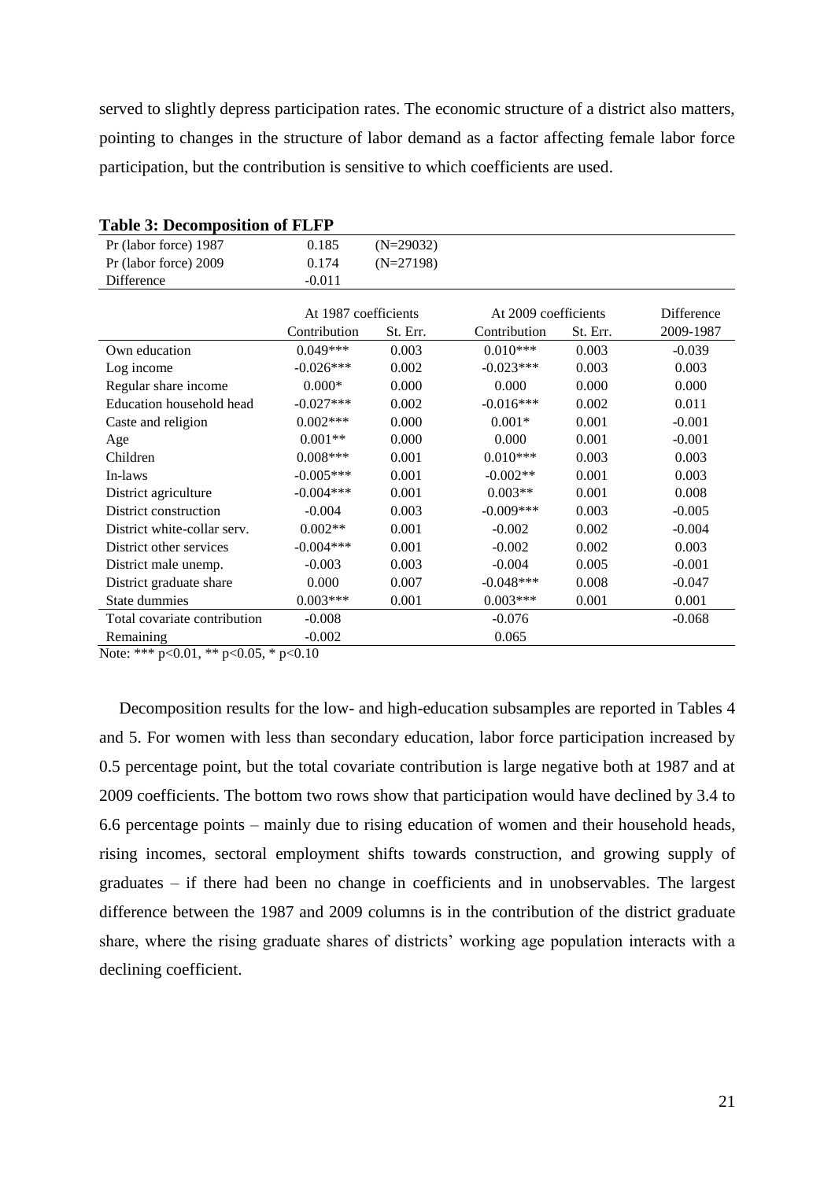served to slightly depress participation rates. The economic structure of a district also matters, pointing to changes in the structure of labor demand as a factor affecting female labor force participation, but the contribution is sensitive to which coefficients are used.

**Table 3: Decomposition of FLFP**

| Pr (labor force) 1987 | 0.185 | (N=29032) | | | |
|---|---|---|---|---|---|
| Pr (labor force) 2009 | 0.174 | (N=27198) | | | |
| Difference | -0.011 | | | | |
| | At 1987 coefficients | | At 2009 coefficients | | Difference |
| | Contribution | St. Err. | Contribution | St. Err. | 2009-1987 |
| Own education | 0.049*** | 0.003 | 0.010*** | 0.003 | -0.039 |
| Log income | -0.026*** | 0.002 | -0.023*** | 0.003 | 0.003 |
| Regular share income | 0.000* | 0.000 | 0.000 | 0.000 | 0.000 |
| Education household head | -0.027*** | 0.002 | -0.016*** | 0.002 | 0.011 |
| Caste and religion | 0.002*** | 0.000 | 0.001* | 0.001 | -0.001 |
| Age | 0.001** | 0.000 | 0.000 | 0.001 | -0.001 |
| Children | 0.008*** | 0.001 | 0.010*** | 0.003 | 0.003 |
| In-laws | -0.005*** | 0.001 | -0.002** | 0.001 | 0.003 |
| District agriculture | -0.004*** | 0.001 | 0.003** | 0.001 | 0.008 |
| District construction | -0.004 | 0.003 | -0.009*** | 0.003 | -0.005 |
| District white-collar serv. | 0.002** | 0.001 | -0.002 | 0.002 | -0.004 |
| District other services | -0.004*** | 0.001 | -0.002 | 0.002 | 0.003 |
| District male unemp. | -0.003 | 0.003 | -0.004 | 0.005 | -0.001 |
| District graduate share | 0.000 | 0.007 | -0.048*** | 0.008 | -0.047 |
| State dummies | 0.003*** | 0.001 | 0.003*** | 0.001 | 0.001 |
| Total covariate contribution | -0.008 | | -0.076 | | -0.068 |
| Remaining | -0.002 | | 0.065 | | |

Note: *** p<0.01, ** p<0.05, * p<0.10

Decomposition results for the low- and high-education subsamples are reported in Tables 4 and 5. For women with less than secondary education, labor force participation increased by 0.5 percentage point, but the total covariate contribution is large negative both at 1987 and at 2009 coefficients. The bottom two rows show that participation would have declined by 3.4 to 6.6 percentage points – mainly due to rising education of women and their household heads, rising incomes, sectoral employment shifts towards construction, and growing supply of graduates – if there had been no change in coefficients and in unobservables. The largest difference between the 1987 and 2009 columns is in the contribution of the district graduate share, where the rising graduate shares of districts' working age population interacts with a declining coefficient.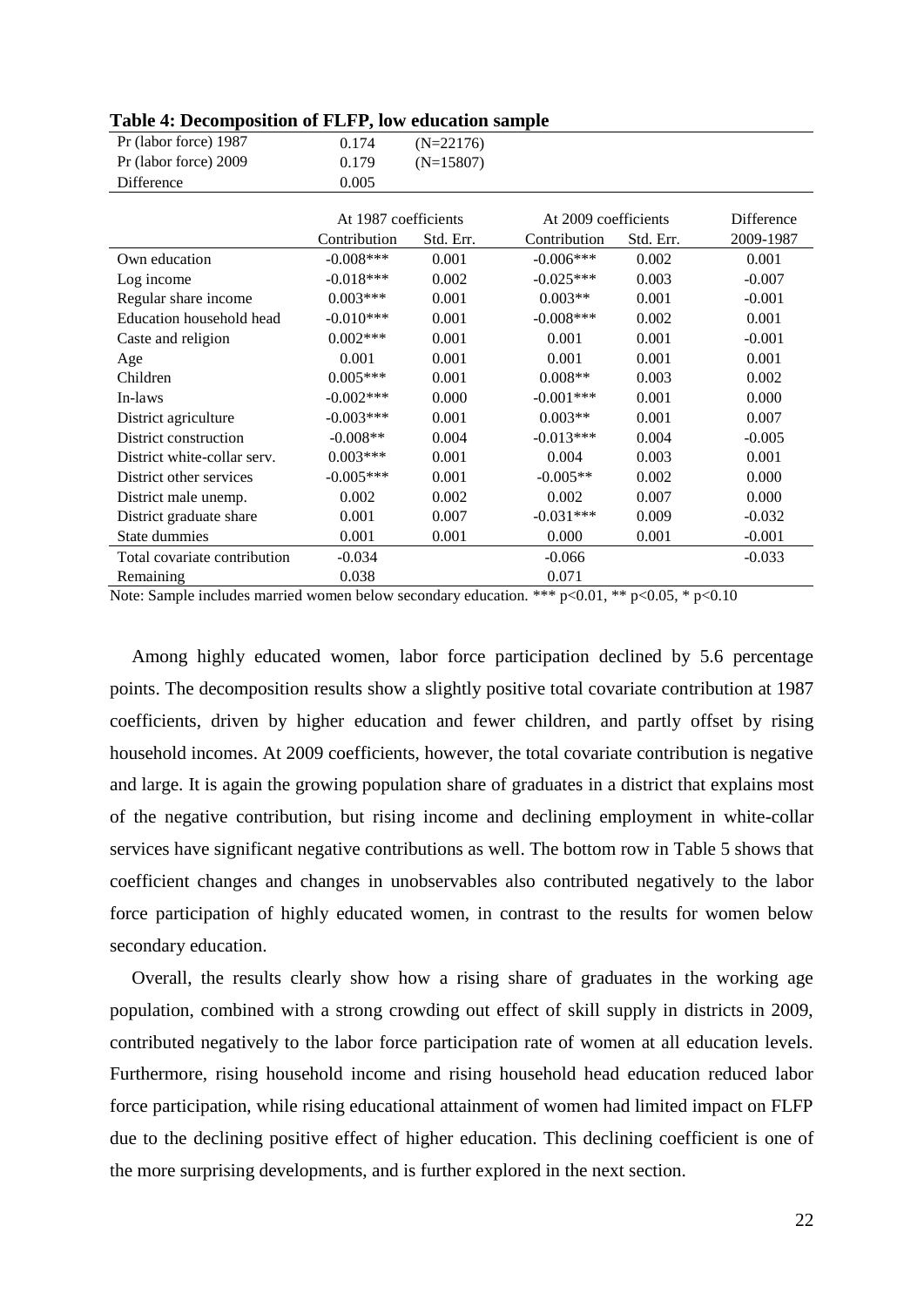**Table 4: Decomposition of FLFP, low education sample**

| | | | | | |
|---|---|---|---|---|---|
| Pr (labor force) 1987 | 0.174 | (N=22176) | | | |
| Pr (labor force) 2009 | 0.179 | (N=15807) | | | |
| Difference | 0.005 | | | | |
| | At 1987 coefficients | | At 2009 coefficients | | Difference |
| | Contribution | Std. Err. | Contribution | Std. Err. | 2009-1987 |
| Own education | -0.008*** | 0.001 | -0.006*** | 0.002 | 0.001 |
| Log income | -0.018*** | 0.002 | -0.025*** | 0.003 | -0.007 |
| Regular share income | 0.003*** | 0.001 | 0.003** | 0.001 | -0.001 |
| Education household head | -0.010*** | 0.001 | -0.008*** | 0.002 | 0.001 |
| Caste and religion | 0.002*** | 0.001 | 0.001 | 0.001 | -0.001 |
| Age | 0.001 | 0.001 | 0.001 | 0.001 | 0.001 |
| Children | 0.005*** | 0.001 | 0.008** | 0.003 | 0.002 |
| In-laws | -0.002*** | 0.000 | -0.001*** | 0.001 | 0.000 |
| District agriculture | -0.003*** | 0.001 | 0.003** | 0.001 | 0.007 |
| District construction | -0.008** | 0.004 | -0.013*** | 0.004 | -0.005 |
| District white-collar serv. | 0.003*** | 0.001 | 0.004 | 0.003 | 0.001 |
| District other services | -0.005*** | 0.001 | -0.005** | 0.002 | 0.000 |
| District male unemp. | 0.002 | 0.002 | 0.002 | 0.007 | 0.000 |
| District graduate share | 0.001 | 0.007 | -0.031*** | 0.009 | -0.032 |
| State dummies | 0.001 | 0.001 | 0.000 | 0.001 | -0.001 |
| Total covariate contribution | -0.034 | | -0.066 | | -0.033 |
| Remaining | 0.038 | | 0.071 | | |

Note: Sample includes married women below secondary education. *** p<0.01, ** p<0.05, * p<0.10

Among highly educated women, labor force participation declined by 5.6 percentage points. The decomposition results show a slightly positive total covariate contribution at 1987 coefficients, driven by higher education and fewer children, and partly offset by rising household incomes. At 2009 coefficients, however, the total covariate contribution is negative and large. It is again the growing population share of graduates in a district that explains most of the negative contribution, but rising income and declining employment in white-collar services have significant negative contributions as well. The bottom row in Table 5 shows that coefficient changes and changes in unobservables also contributed negatively to the labor force participation of highly educated women, in contrast to the results for women below secondary education.

Overall, the results clearly show how a rising share of graduates in the working age population, combined with a strong crowding out effect of skill supply in districts in 2009, contributed negatively to the labor force participation rate of women at all education levels. Furthermore, rising household income and rising household head education reduced labor force participation, while rising educational attainment of women had limited impact on FLFP due to the declining positive effect of higher education. This declining coefficient is one of the more surprising developments, and is further explored in the next section.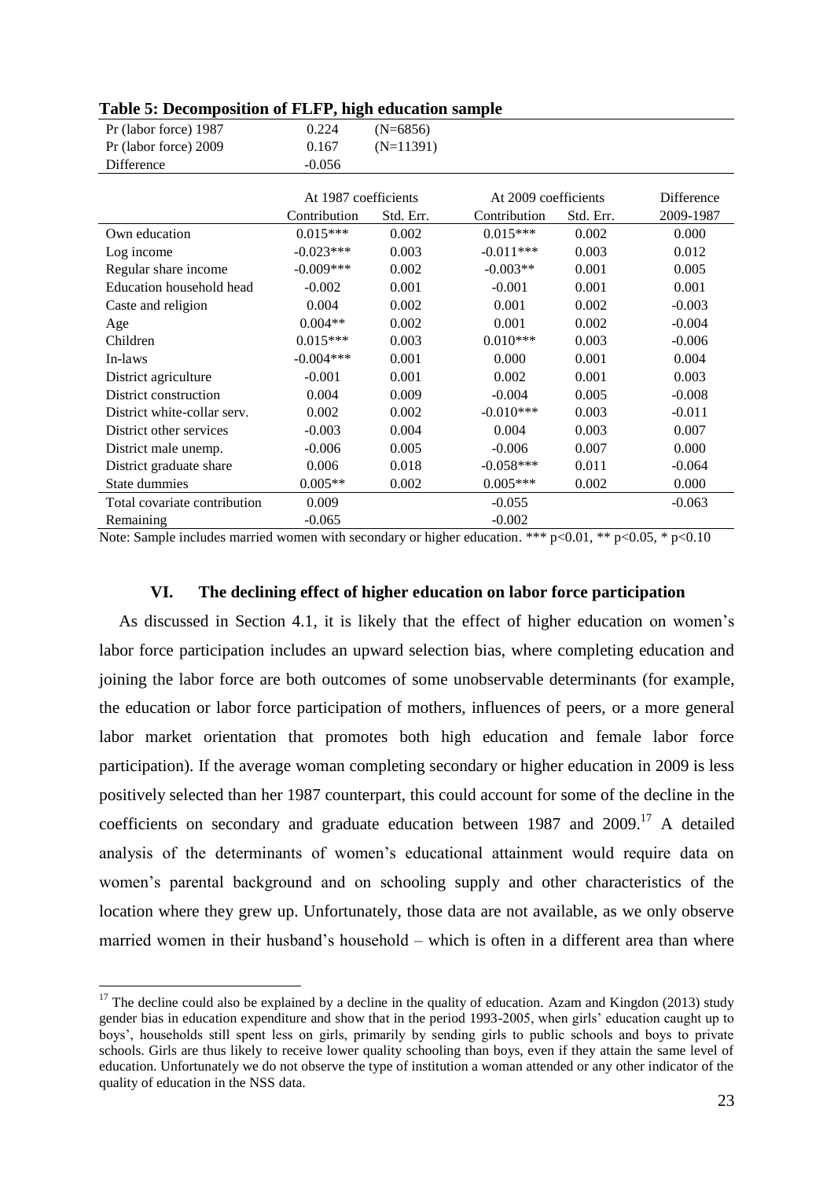**Table 5: Decomposition of FLFP, high education sample**

| Pr (labor force) 1987 | 0.224 | (N=6856) | | | |
|---|---|---|---|---|---|
| Pr (labor force) 2009 | 0.167 | (N=11391) | | | |
| Difference | -0.056 | | | | |
| | At 1987 coefficients | | At 2009 coefficients | | Difference |
| | Contribution | Std. Err. | Contribution | Std. Err. | 2009-1987 |
| Own education | 0.015*** | 0.002 | 0.015*** | 0.002 | 0.000 |
| Log income | -0.023*** | 0.003 | -0.011*** | 0.003 | 0.012 |
| Regular share income | -0.009*** | 0.002 | -0.003** | 0.001 | 0.005 |
| Education household head | -0.002 | 0.001 | -0.001 | 0.001 | 0.001 |
| Caste and religion | 0.004 | 0.002 | 0.001 | 0.002 | -0.003 |
| Age | 0.004** | 0.002 | 0.001 | 0.002 | -0.004 |
| Children | 0.015*** | 0.003 | 0.010*** | 0.003 | -0.006 |
| In-laws | -0.004*** | 0.001 | 0.000 | 0.001 | 0.004 |
| District agriculture | -0.001 | 0.001 | 0.002 | 0.001 | 0.003 |
| District construction | 0.004 | 0.009 | -0.004 | 0.005 | -0.008 |
| District white-collar serv. | 0.002 | 0.002 | -0.010*** | 0.003 | -0.011 |
| District other services | -0.003 | 0.004 | 0.004 | 0.003 | 0.007 |
| District male unemp. | -0.006 | 0.005 | -0.006 | 0.007 | 0.000 |
| District graduate share | 0.006 | 0.018 | -0.058*** | 0.011 | -0.064 |
| State dummies | 0.005** | 0.002 | 0.005*** | 0.002 | 0.000 |
| Total covariate contribution | 0.009 | | -0.055 | | -0.063 |
| Remaining | -0.065 | | -0.002 | | |

Note: Sample includes married women with secondary or higher education. *** p<0.01, ** p<0.05, * p<0.10

## VI. The declining effect of higher education on labor force participation

As discussed in Section 4.1, it is likely that the effect of higher education on women's labor force participation includes an upward selection bias, where completing education and joining the labor force are both outcomes of some unobservable determinants (for example, the education or labor force participation of mothers, influences of peers, or a more general labor market orientation that promotes both high education and female labor force participation). If the average woman completing secondary or higher education in 2009 is less positively selected than her 1987 counterpart, this could account for some of the decline in the coefficients on secondary and graduate education between 1987 and 2009.[17] A detailed analysis of the determinants of women's educational attainment would require data on women's parental background and on schooling supply and other characteristics of the location where they grew up. Unfortunately, those data are not available, as we only observe married women in their husband's household – which is often in a different area than where

[17] The decline could also be explained by a decline in the quality of education. Azam and Kingdon (2013) study gender bias in education expenditure and show that in the period 1993-2005, when girls' education caught up to boys', households still spent less on girls, primarily by sending girls to public schools and boys to private schools. Girls are thus likely to receive lower quality schooling than boys, even if they attain the same level of education. Unfortunately we do not observe the type of institution a woman attended or any other indicator of the quality of education in the NSS data.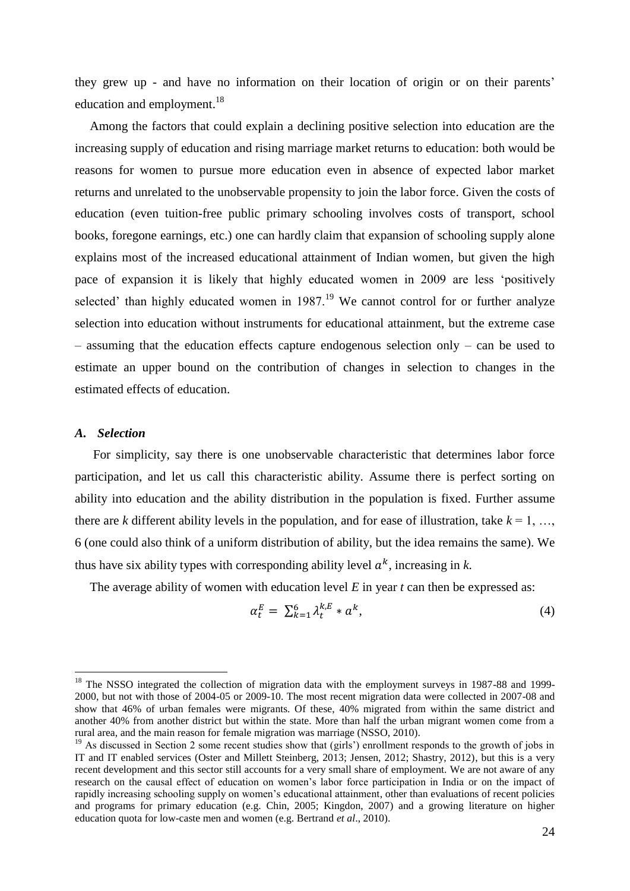they grew up - and have no information on their location of origin or on their parents' education and employment.[18]

Among the factors that could explain a declining positive selection into education are the increasing supply of education and rising marriage market returns to education: both would be reasons for women to pursue more education even in absence of expected labor market returns and unrelated to the unobservable propensity to join the labor force. Given the costs of education (even tuition-free public primary schooling involves costs of transport, school books, foregone earnings, etc.) one can hardly claim that expansion of schooling supply alone explains most of the increased educational attainment of Indian women, but given the high pace of expansion it is likely that highly educated women in 2009 are less 'positively selected' than highly educated women in 1987.[19] We cannot control for or further analyze selection into education without instruments for educational attainment, but the extreme case – assuming that the education effects capture endogenous selection only – can be used to estimate an upper bound on the contribution of changes in selection to changes in the estimated effects of education.

### *A. Selection*

For simplicity, say there is one unobservable characteristic that determines labor force participation, and let us call this characteristic ability. Assume there is perfect sorting on ability into education and the ability distribution in the population is fixed. Further assume there are $k$ different ability levels in the population, and for ease of illustration, take $k = 1, \ldots, 6$ (one could also think of a uniform distribution of ability, but the idea remains the same). We thus have six ability types with corresponding ability level $a^k$, increasing in $k$.

The average ability of women with education level $E$ in year $t$ can then be expressed as:

$$\alpha_t^E = \sum_{k=1}^{6} \lambda_t^{k,E} * a^k, \tag{4}$$

[18] The NSSO integrated the collection of migration data with the employment surveys in 1987-88 and 1999-2000, but not with those of 2004-05 or 2009-10. The most recent migration data were collected in 2007-08 and show that 46% of urban females were migrants. Of these, 40% migrated from within the same district and another 40% from another district but within the state. More than half the urban migrant women come from a rural area, and the main reason for female migration was marriage (NSSO, 2010).

[19] As discussed in Section 2 some recent studies show that (girls') enrollment responds to the growth of jobs in IT and IT enabled services (Oster and Millett Steinberg, 2013; Jensen, 2012; Shastry, 2012), but this is a very recent development and this sector still accounts for a very small share of employment. We are not aware of any research on the causal effect of education on women's labor force participation in India or on the impact of rapidly increasing schooling supply on women's educational attainment, other than evaluations of recent policies and programs for primary education (e.g. Chin, 2005; Kingdon, 2007) and a growing literature on higher education quota for low-caste men and women (e.g. Bertrand *et al*., 2010).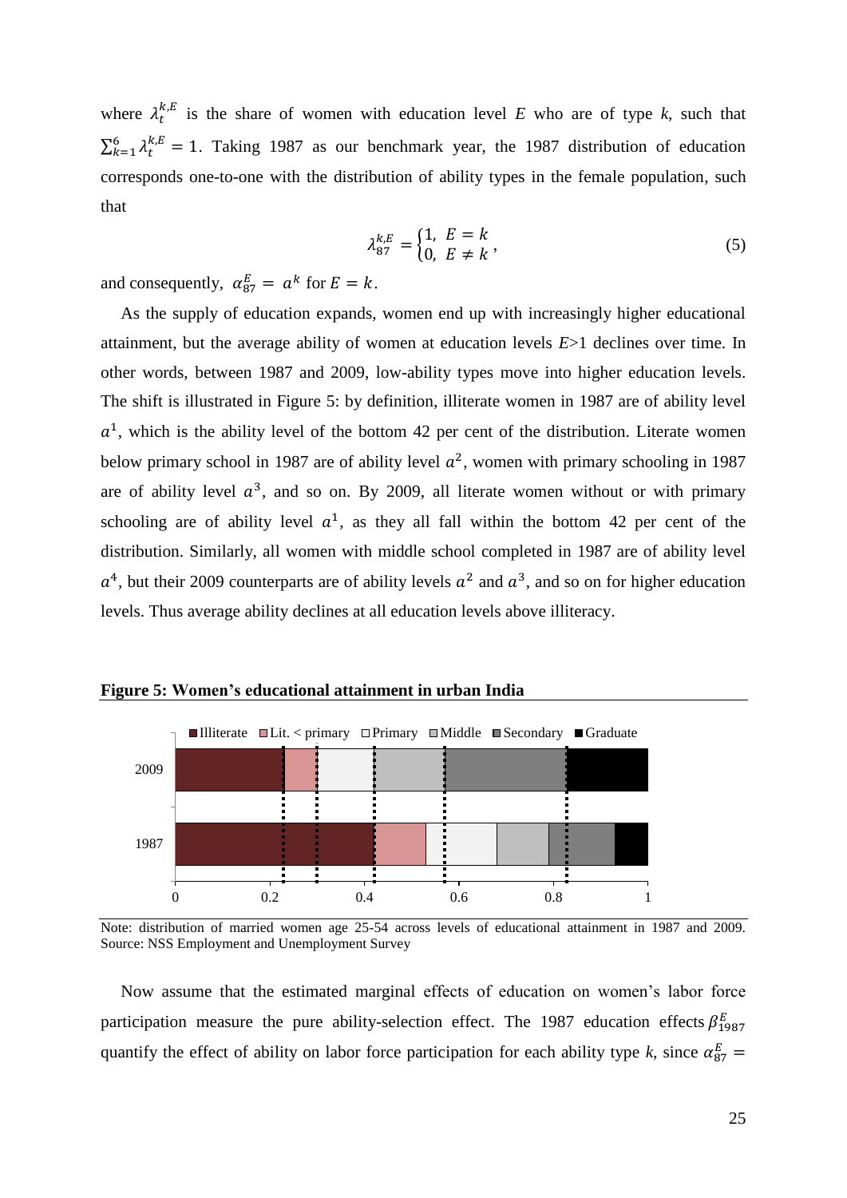where $\lambda_t^{k,E}$ is the share of women with education level *E* who are of type *k*, such that $\sum_{k=1}^{6} \lambda_t^{k,E} = 1$. Taking 1987 as our benchmark year, the 1987 distribution of education corresponds one-to-one with the distribution of ability types in the female population, such that

$$\lambda_{87}^{k,E} = \begin{cases} 1, & E = k \\ 0, & E \neq k \end{cases}, \tag{5}$$

and consequently, $\alpha_{87}^{E} = a^{k}$ for $E = k$.

As the supply of education expands, women end up with increasingly higher educational attainment, but the average ability of women at education levels *E*>1 declines over time. In other words, between 1987 and 2009, low-ability types move into higher education levels. The shift is illustrated in Figure 5: by definition, illiterate women in 1987 are of ability level $a^1$, which is the ability level of the bottom 42 per cent of the distribution. Literate women below primary school in 1987 are of ability level $a^2$, women with primary schooling in 1987 are of ability level $a^3$, and so on. By 2009, all literate women without or with primary schooling are of ability level $a^1$, as they all fall within the bottom 42 per cent of the distribution. Similarly, all women with middle school completed in 1987 are of ability level $a^4$, but their 2009 counterparts are of ability levels $a^2$ and $a^3$, and so on for higher education levels. Thus average ability declines at all education levels above illiteracy.

**Figure 5: Women's educational attainment in urban India**

Note: distribution of married women age 25-54 across levels of educational attainment in 1987 and 2009. Source: NSS Employment and Unemployment Survey

Now assume that the estimated marginal effects of education on women's labor force participation measure the pure ability-selection effect. The 1987 education effects $\beta_{1987}^{E}$ quantify the effect of ability on labor force participation for each ability type *k*, since $\alpha_{87}^{E} =$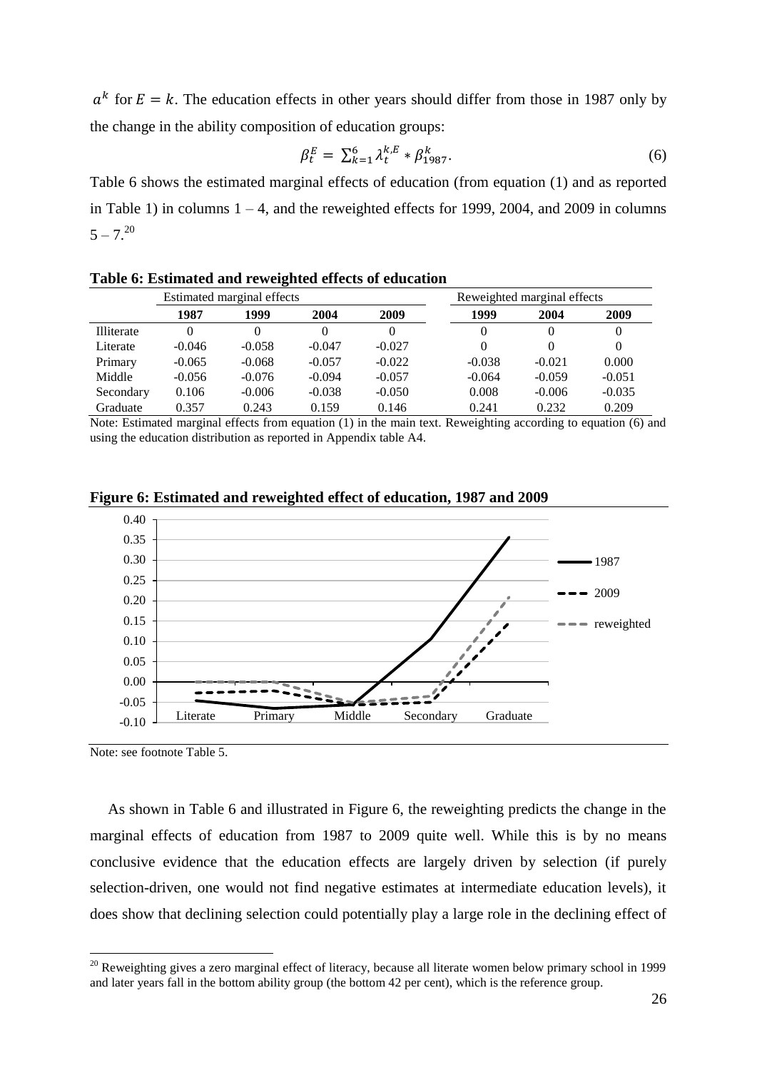$a^k$ for $E = k$. The education effects in other years should differ from those in 1987 only by the change in the ability composition of education groups:

$$\beta_t^E = \sum_{k=1}^{6} \lambda_t^{k,E} * \beta_{1987}^k. \quad (6)$$

Table 6 shows the estimated marginal effects of education (from equation (1) and as reported in Table 1) in columns 1 – 4, and the reweighted effects for 1999, 2004, and 2009 in columns 5 – 7.[20]

**Table 6: Estimated and reweighted effects of education**

| | Estimated marginal effects | | | | Reweighted marginal effects | | |
|---|---|---|---|---|---|---|---|
| | **1987** | **1999** | **2004** | **2009** | **1999** | **2004** | **2009** |
| Illiterate | 0 | 0 | 0 | 0 | 0 | 0 | 0 |
| Literate | -0.046 | -0.058 | -0.047 | -0.027 | 0 | 0 | 0 |
| Primary | -0.065 | -0.068 | -0.057 | -0.022 | -0.038 | -0.021 | 0.000 |
| Middle | -0.056 | -0.076 | -0.094 | -0.057 | -0.064 | -0.059 | -0.051 |
| Secondary | 0.106 | -0.006 | -0.038 | -0.050 | 0.008 | -0.006 | -0.035 |
| Graduate | 0.357 | 0.243 | 0.159 | 0.146 | 0.241 | 0.232 | 0.209 |

Note: Estimated marginal effects from equation (1) in the main text. Reweighting according to equation (6) and using the education distribution as reported in Appendix table A4.

**Figure 6: Estimated and reweighted effect of education, 1987 and 2009**

Note: see footnote Table 5.

As shown in Table 6 and illustrated in Figure 6, the reweighting predicts the change in the marginal effects of education from 1987 to 2009 quite well. While this is by no means conclusive evidence that the education effects are largely driven by selection (if purely selection-driven, one would not find negative estimates at intermediate education levels), it does show that declining selection could potentially play a large role in the declining effect of

[20] Reweighting gives a zero marginal effect of literacy, because all literate women below primary school in 1999 and later years fall in the bottom ability group (the bottom 42 per cent), which is the reference group.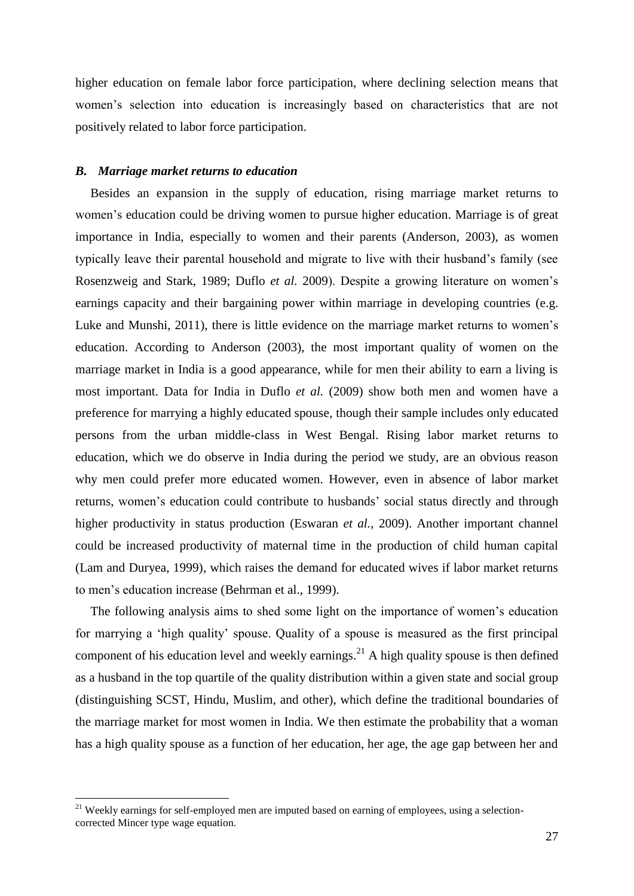higher education on female labor force participation, where declining selection means that women's selection into education is increasingly based on characteristics that are not positively related to labor force participation.

### *B. Marriage market returns to education*

Besides an expansion in the supply of education, rising marriage market returns to women's education could be driving women to pursue higher education. Marriage is of great importance in India, especially to women and their parents (Anderson, 2003), as women typically leave their parental household and migrate to live with their husband's family (see Rosenzweig and Stark, 1989; Duflo *et al.* 2009). Despite a growing literature on women's earnings capacity and their bargaining power within marriage in developing countries (e.g. Luke and Munshi, 2011), there is little evidence on the marriage market returns to women's education. According to Anderson (2003), the most important quality of women on the marriage market in India is a good appearance, while for men their ability to earn a living is most important. Data for India in Duflo *et al.* (2009) show both men and women have a preference for marrying a highly educated spouse, though their sample includes only educated persons from the urban middle-class in West Bengal. Rising labor market returns to education, which we do observe in India during the period we study, are an obvious reason why men could prefer more educated women. However, even in absence of labor market returns, women's education could contribute to husbands' social status directly and through higher productivity in status production (Eswaran *et al.*, 2009). Another important channel could be increased productivity of maternal time in the production of child human capital (Lam and Duryea, 1999), which raises the demand for educated wives if labor market returns to men's education increase (Behrman et al., 1999).

The following analysis aims to shed some light on the importance of women's education for marrying a 'high quality' spouse. Quality of a spouse is measured as the first principal component of his education level and weekly earnings.[21] A high quality spouse is then defined as a husband in the top quartile of the quality distribution within a given state and social group (distinguishing SCST, Hindu, Muslim, and other), which define the traditional boundaries of the marriage market for most women in India. We then estimate the probability that a woman has a high quality spouse as a function of her education, her age, the age gap between her and

[21] Weekly earnings for self-employed men are imputed based on earning of employees, using a selection-corrected Mincer type wage equation.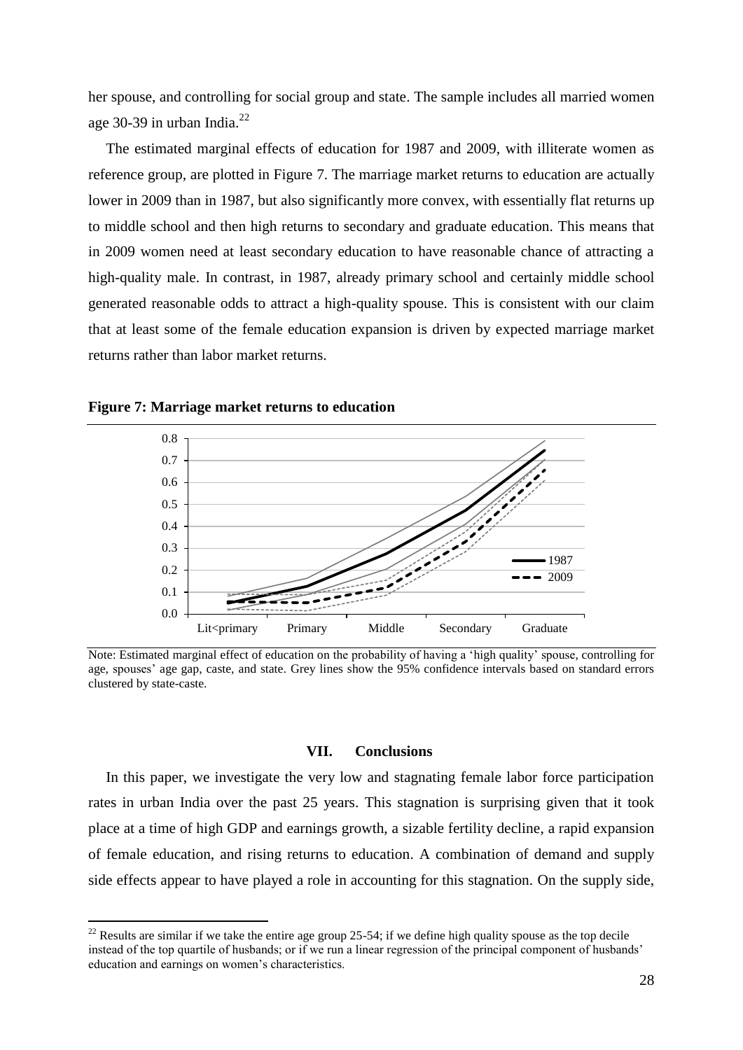her spouse, and controlling for social group and state. The sample includes all married women age 30-39 in urban India.[22]

The estimated marginal effects of education for 1987 and 2009, with illiterate women as reference group, are plotted in Figure 7. The marriage market returns to education are actually lower in 2009 than in 1987, but also significantly more convex, with essentially flat returns up to middle school and then high returns to secondary and graduate education. This means that in 2009 women need at least secondary education to have reasonable chance of attracting a high-quality male. In contrast, in 1987, already primary school and certainly middle school generated reasonable odds to attract a high-quality spouse. This is consistent with our claim that at least some of the female education expansion is driven by expected marriage market returns rather than labor market returns.

**Figure 7: Marriage market returns to education**

Note: Estimated marginal effect of education on the probability of having a 'high quality' spouse, controlling for age, spouses' age gap, caste, and state. Grey lines show the 95% confidence intervals based on standard errors clustered by state-caste.

## VII. Conclusions

In this paper, we investigate the very low and stagnating female labor force participation rates in urban India over the past 25 years. This stagnation is surprising given that it took place at a time of high GDP and earnings growth, a sizable fertility decline, a rapid expansion of female education, and rising returns to education. A combination of demand and supply side effects appear to have played a role in accounting for this stagnation. On the supply side,

[22] Results are similar if we take the entire age group 25-54; if we define high quality spouse as the top decile instead of the top quartile of husbands; or if we run a linear regression of the principal component of husbands' education and earnings on women's characteristics.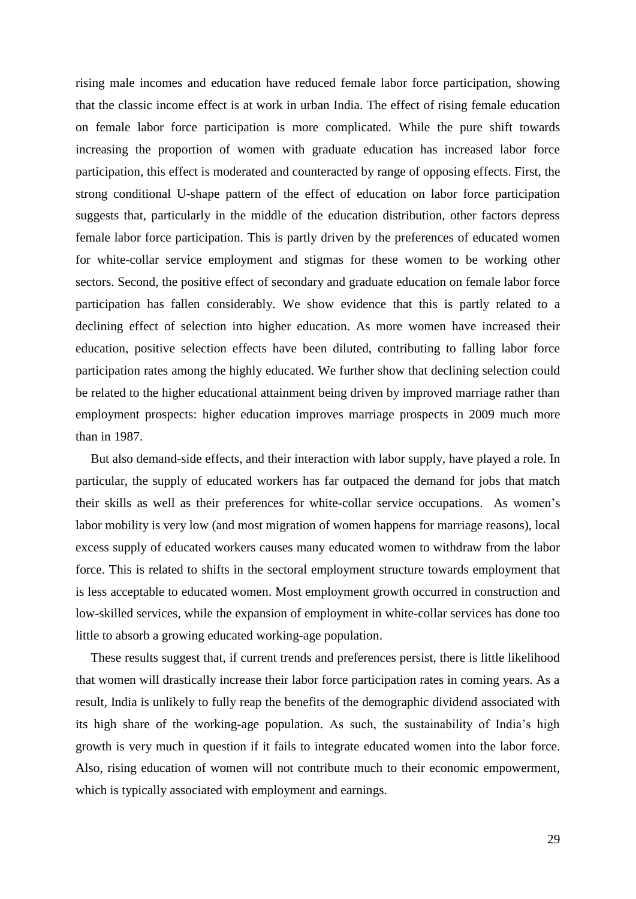rising male incomes and education have reduced female labor force participation, showing that the classic income effect is at work in urban India. The effect of rising female education on female labor force participation is more complicated. While the pure shift towards increasing the proportion of women with graduate education has increased labor force participation, this effect is moderated and counteracted by range of opposing effects. First, the strong conditional U-shape pattern of the effect of education on labor force participation suggests that, particularly in the middle of the education distribution, other factors depress female labor force participation. This is partly driven by the preferences of educated women for white-collar service employment and stigmas for these women to be working other sectors. Second, the positive effect of secondary and graduate education on female labor force participation has fallen considerably. We show evidence that this is partly related to a declining effect of selection into higher education. As more women have increased their education, positive selection effects have been diluted, contributing to falling labor force participation rates among the highly educated. We further show that declining selection could be related to the higher educational attainment being driven by improved marriage rather than employment prospects: higher education improves marriage prospects in 2009 much more than in 1987.

But also demand-side effects, and their interaction with labor supply, have played a role. In particular, the supply of educated workers has far outpaced the demand for jobs that match their skills as well as their preferences for white-collar service occupations. As women's labor mobility is very low (and most migration of women happens for marriage reasons), local excess supply of educated workers causes many educated women to withdraw from the labor force. This is related to shifts in the sectoral employment structure towards employment that is less acceptable to educated women. Most employment growth occurred in construction and low-skilled services, while the expansion of employment in white-collar services has done too little to absorb a growing educated working-age population.

These results suggest that, if current trends and preferences persist, there is little likelihood that women will drastically increase their labor force participation rates in coming years. As a result, India is unlikely to fully reap the benefits of the demographic dividend associated with its high share of the working-age population. As such, the sustainability of India's high growth is very much in question if it fails to integrate educated women into the labor force. Also, rising education of women will not contribute much to their economic empowerment, which is typically associated with employment and earnings.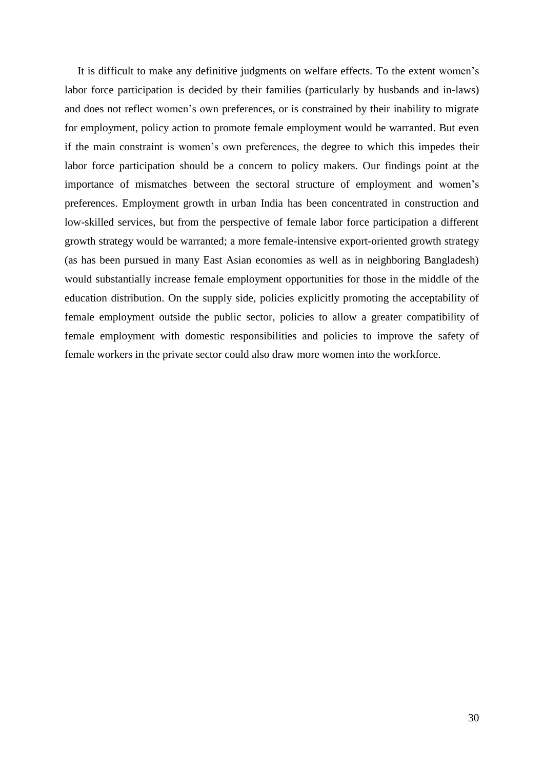It is difficult to make any definitive judgments on welfare effects. To the extent women's labor force participation is decided by their families (particularly by husbands and in-laws) and does not reflect women's own preferences, or is constrained by their inability to migrate for employment, policy action to promote female employment would be warranted. But even if the main constraint is women's own preferences, the degree to which this impedes their labor force participation should be a concern to policy makers. Our findings point at the importance of mismatches between the sectoral structure of employment and women's preferences. Employment growth in urban India has been concentrated in construction and low-skilled services, but from the perspective of female labor force participation a different growth strategy would be warranted; a more female-intensive export-oriented growth strategy (as has been pursued in many East Asian economies as well as in neighboring Bangladesh) would substantially increase female employment opportunities for those in the middle of the education distribution. On the supply side, policies explicitly promoting the acceptability of female employment outside the public sector, policies to allow a greater compatibility of female employment with domestic responsibilities and policies to improve the safety of female workers in the private sector could also draw more women into the workforce.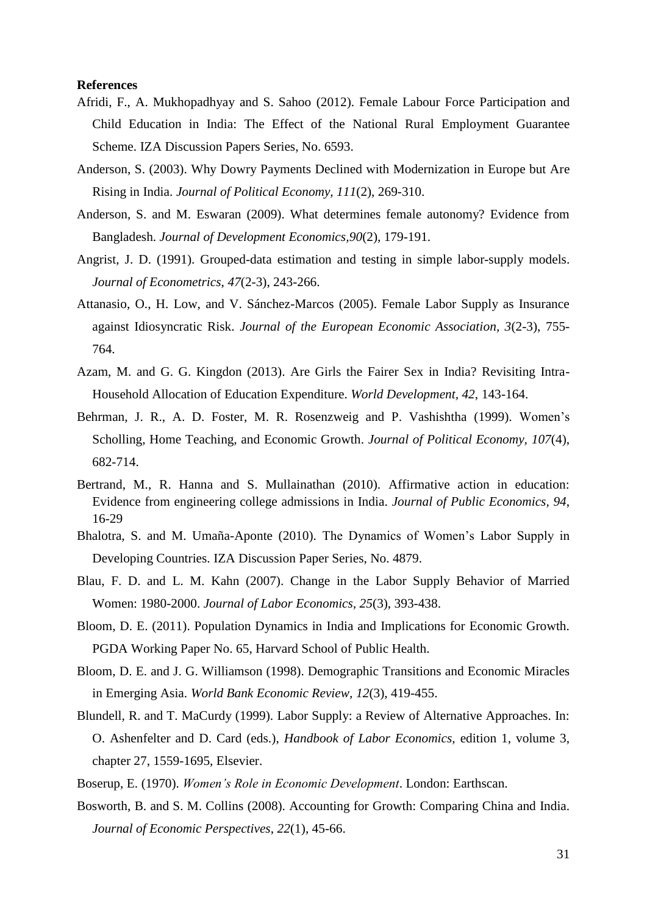**References**

Afridi, F., A. Mukhopadhyay and S. Sahoo (2012). Female Labour Force Participation and Child Education in India: The Effect of the National Rural Employment Guarantee Scheme. IZA Discussion Papers Series, No. 6593.

Anderson, S. (2003). Why Dowry Payments Declined with Modernization in Europe but Are Rising in India. *Journal of Political Economy, 111*(2), 269-310.

Anderson, S. and M. Eswaran (2009). What determines female autonomy? Evidence from Bangladesh. *Journal of Development Economics,90*(2), 179-191.

Angrist, J. D. (1991). Grouped-data estimation and testing in simple labor-supply models. *Journal of Econometrics*, *47*(2-3), 243-266.

Attanasio, O., H. Low, and V. Sánchez-Marcos (2005). Female Labor Supply as Insurance against Idiosyncratic Risk. *Journal of the European Economic Association, 3*(2-3), 755-764.

Azam, M. and G. G. Kingdon (2013). Are Girls the Fairer Sex in India? Revisiting Intra-Household Allocation of Education Expenditure. *World Development*, *42*, 143-164.

Behrman, J. R., A. D. Foster, M. R. Rosenzweig and P. Vashishtha (1999). Women's Scholling, Home Teaching, and Economic Growth. *Journal of Political Economy, 107*(4), 682-714.

Bertrand, M., R. Hanna and S. Mullainathan (2010). Affirmative action in education: Evidence from engineering college admissions in India. *Journal of Public Economics*, *94*, 16-29

Bhalotra, S. and M. Umaña-Aponte (2010). The Dynamics of Women's Labor Supply in Developing Countries. IZA Discussion Paper Series, No. 4879.

Blau, F. D. and L. M. Kahn (2007). Change in the Labor Supply Behavior of Married Women: 1980-2000. *Journal of Labor Economics, 25*(3), 393-438.

Bloom, D. E. (2011). Population Dynamics in India and Implications for Economic Growth. PGDA Working Paper No. 65, Harvard School of Public Health.

Bloom, D. E. and J. G. Williamson (1998). Demographic Transitions and Economic Miracles in Emerging Asia. *World Bank Economic Review, 12*(3), 419-455.

Blundell, R. and T. MaCurdy (1999). Labor Supply: a Review of Alternative Approaches. In: O. Ashenfelter and D. Card (eds.), *Handbook of Labor Economics,* edition 1, volume 3, chapter 27, 1559-1695, Elsevier.

Boserup, E. (1970). *Women's Role in Economic Development*. London: Earthscan.

Bosworth, B. and S. M. Collins (2008). Accounting for Growth: Comparing China and India. *Journal of Economic Perspectives*, *22*(1), 45-66.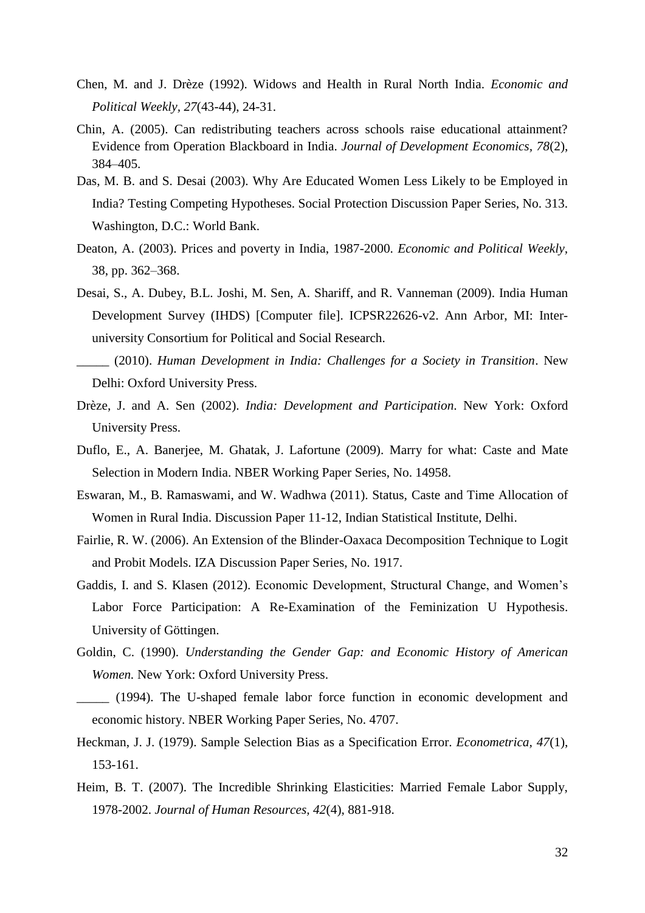Chen, M. and J. Drèze (1992). Widows and Health in Rural North India. *Economic and Political Weekly, 27*(43-44), 24-31.

Chin, A. (2005). Can redistributing teachers across schools raise educational attainment? Evidence from Operation Blackboard in India. *Journal of Development Economics*, *78*(2), 384–405.

Das, M. B. and S. Desai (2003). Why Are Educated Women Less Likely to be Employed in India? Testing Competing Hypotheses. Social Protection Discussion Paper Series, No. 313. Washington, D.C.: World Bank.

Deaton, A. (2003). Prices and poverty in India, 1987-2000. *Economic and Political Weekly*, 38, pp. 362–368.

Desai, S., A. Dubey, B.L. Joshi, M. Sen, A. Shariff, and R. Vanneman (2009). India Human Development Survey (IHDS) [Computer file]. ICPSR22626-v2. Ann Arbor, MI: Inter-university Consortium for Political and Social Research.

_____ (2010). *Human Development in India: Challenges for a Society in Transition*. New Delhi: Oxford University Press.

Drèze, J. and A. Sen (2002). *India: Development and Participation*. New York: Oxford University Press.

Duflo, E., A. Banerjee, M. Ghatak, J. Lafortune (2009). Marry for what: Caste and Mate Selection in Modern India. NBER Working Paper Series, No. 14958.

Eswaran, M., B. Ramaswami, and W. Wadhwa (2011). Status, Caste and Time Allocation of Women in Rural India. Discussion Paper 11-12, Indian Statistical Institute, Delhi.

Fairlie, R. W. (2006). An Extension of the Blinder-Oaxaca Decomposition Technique to Logit and Probit Models. IZA Discussion Paper Series, No. 1917.

Gaddis, I. and S. Klasen (2012). Economic Development, Structural Change, and Women's Labor Force Participation: A Re-Examination of the Feminization U Hypothesis. University of Göttingen.

Goldin, C. (1990). *Understanding the Gender Gap: and Economic History of American Women.* New York: Oxford University Press.

_____ (1994). The U-shaped female labor force function in economic development and economic history. NBER Working Paper Series, No. 4707.

Heckman, J. J. (1979). Sample Selection Bias as a Specification Error. *Econometrica, 47*(1), 153-161.

Heim, B. T. (2007). The Incredible Shrinking Elasticities: Married Female Labor Supply, 1978-2002. *Journal of Human Resources, 42*(4), 881-918.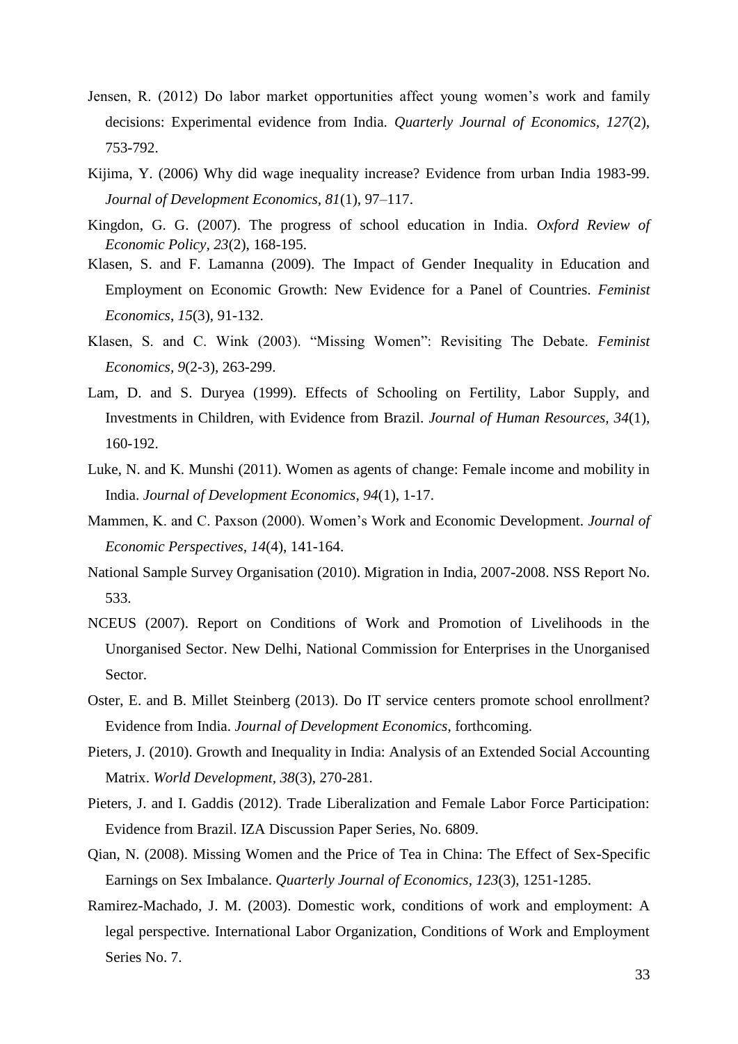Jensen, R. (2012) Do labor market opportunities affect young women's work and family decisions: Experimental evidence from India. *Quarterly Journal of Economics, 127*(2), 753-792.

Kijima, Y. (2006) Why did wage inequality increase? Evidence from urban India 1983-99. *Journal of Development Economics, 81*(1), 97–117.

Kingdon, G. G. (2007). The progress of school education in India. *Oxford Review of Economic Policy, 23*(2), 168-195.

Klasen, S. and F. Lamanna (2009). The Impact of Gender Inequality in Education and Employment on Economic Growth: New Evidence for a Panel of Countries. *Feminist Economics*, *15*(3), 91-132.

Klasen, S. and C. Wink (2003). "Missing Women": Revisiting The Debate. *Feminist Economics, 9*(2-3), 263-299.

Lam, D. and S. Duryea (1999). Effects of Schooling on Fertility, Labor Supply, and Investments in Children, with Evidence from Brazil. *Journal of Human Resources, 34*(1), 160-192.

Luke, N. and K. Munshi (2011). Women as agents of change: Female income and mobility in India. *Journal of Development Economics*, *94*(1), 1-17.

Mammen, K. and C. Paxson (2000). Women's Work and Economic Development. *Journal of Economic Perspectives, 14*(4), 141-164.

National Sample Survey Organisation (2010). Migration in India, 2007-2008. NSS Report No. 533.

NCEUS (2007). Report on Conditions of Work and Promotion of Livelihoods in the Unorganised Sector. New Delhi, National Commission for Enterprises in the Unorganised Sector.

Oster, E. and B. Millet Steinberg (2013). Do IT service centers promote school enrollment? Evidence from India. *Journal of Development Economics*, forthcoming.

Pieters, J. (2010). Growth and Inequality in India: Analysis of an Extended Social Accounting Matrix. *World Development, 38*(3), 270-281.

Pieters, J. and I. Gaddis (2012). Trade Liberalization and Female Labor Force Participation: Evidence from Brazil. IZA Discussion Paper Series, No. 6809.

Qian, N. (2008). Missing Women and the Price of Tea in China: The Effect of Sex-Specific Earnings on Sex Imbalance. *Quarterly Journal of Economics*, *123*(3), 1251-1285.

Ramirez-Machado, J. M. (2003). Domestic work, conditions of work and employment: A legal perspective. International Labor Organization, Conditions of Work and Employment Series No. 7.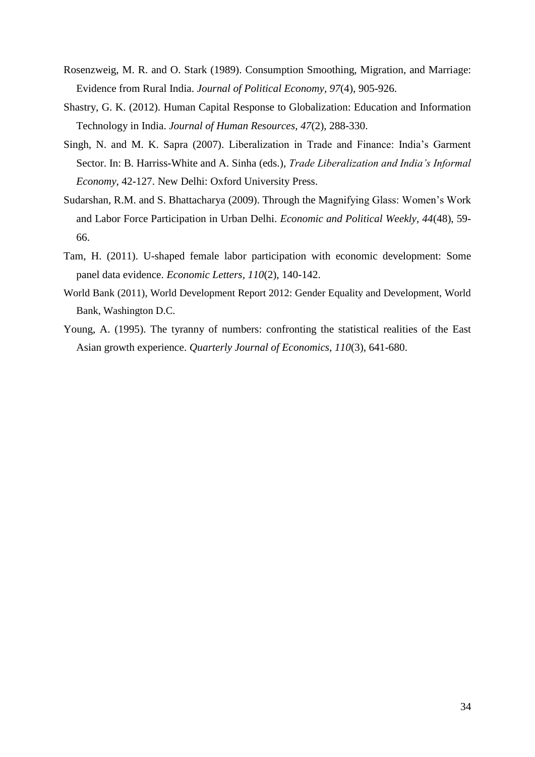Rosenzweig, M. R. and O. Stark (1989). Consumption Smoothing, Migration, and Marriage: Evidence from Rural India. *Journal of Political Economy, 97*(4), 905-926.

Shastry, G. K. (2012). Human Capital Response to Globalization: Education and Information Technology in India. *Journal of Human Resources, 47*(2), 288-330.

Singh, N. and M. K. Sapra (2007). Liberalization in Trade and Finance: India's Garment Sector. In: B. Harriss-White and A. Sinha (eds.), *Trade Liberalization and India's Informal Economy*, 42-127. New Delhi: Oxford University Press.

Sudarshan, R.M. and S. Bhattacharya (2009). Through the Magnifying Glass: Women's Work and Labor Force Participation in Urban Delhi. *Economic and Political Weekly, 44*(48), 59-66.

Tam, H. (2011). U-shaped female labor participation with economic development: Some panel data evidence. *Economic Letters, 110*(2), 140-142.

World Bank (2011), World Development Report 2012: Gender Equality and Development, World Bank, Washington D.C.

Young, A. (1995). The tyranny of numbers: confronting the statistical realities of the East Asian growth experience. *Quarterly Journal of Economics, 110*(3), 641-680.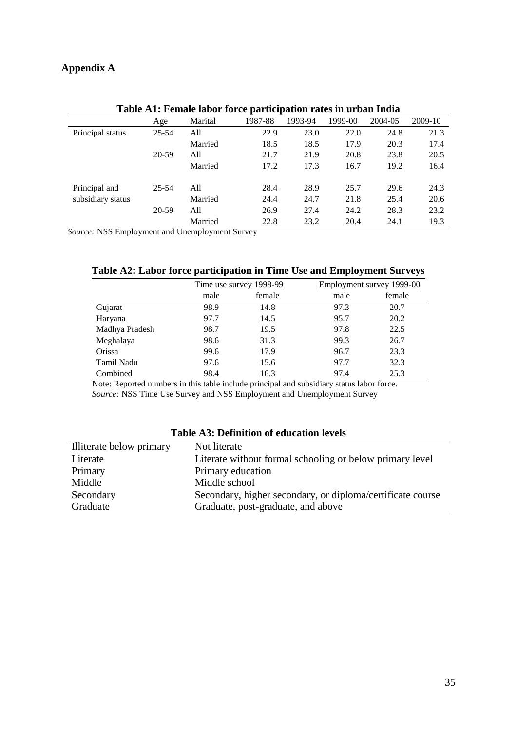## Appendix A

**Table A1: Female labor force participation rates in urban India**

| | Age | Marital | 1987-88 | 1993-94 | 1999-00 | 2004-05 | 2009-10 |
|---|---|---|---|---|---|---|---|
| Principal status | 25-54 | All | 22.9 | 23.0 | 22.0 | 24.8 | 21.3 |
| | | Married | 18.5 | 18.5 | 17.9 | 20.3 | 17.4 |
| | 20-59 | All | 21.7 | 21.9 | 20.8 | 23.8 | 20.5 |
| | | Married | 17.2 | 17.3 | 16.7 | 19.2 | 16.4 |
| Principal and subsidiary status | 25-54 | All | 28.4 | 28.9 | 25.7 | 29.6 | 24.3 |
| | | Married | 24.4 | 24.7 | 21.8 | 25.4 | 20.6 |
| | 20-59 | All | 26.9 | 27.4 | 24.2 | 28.3 | 23.2 |
| | | Married | 22.8 | 23.2 | 20.4 | 24.1 | 19.3 |

*Source:* NSS Employment and Unemployment Survey

**Table A2: Labor force participation in Time Use and Employment Surveys**

| | Time use survey 1998-99 | | Employment survey 1999-00 | |
|---|---|---|---|---|
| | male | female | male | female |
| Gujarat | 98.9 | 14.8 | 97.3 | 20.7 |
| Haryana | 97.7 | 14.5 | 95.7 | 20.2 |
| Madhya Pradesh | 98.7 | 19.5 | 97.8 | 22.5 |
| Meghalaya | 98.6 | 31.3 | 99.3 | 26.7 |
| Orissa | 99.6 | 17.9 | 96.7 | 23.3 |
| Tamil Nadu | 97.6 | 15.6 | 97.7 | 32.3 |
| Combined | 98.4 | 16.3 | 97.4 | 25.3 |

Note: Reported numbers in this table include principal and subsidiary status labor force.
*Source:* NSS Time Use Survey and NSS Employment and Unemployment Survey

**Table A3: Definition of education levels**

| | |
|---|---|
| Illiterate below primary | Not literate |
| Literate | Literate without formal schooling or below primary level |
| Primary | Primary education |
| Middle | Middle school |
| Secondary | Secondary, higher secondary, or diploma/certificate course |
| Graduate | Graduate, post-graduate, and above |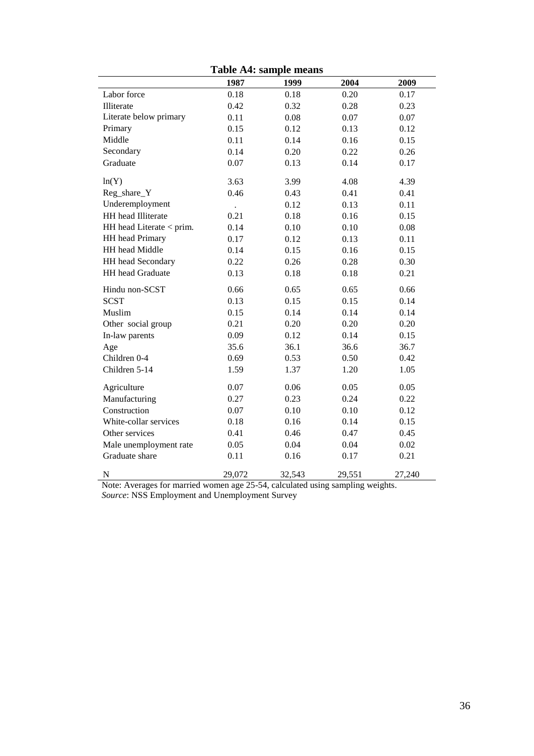**Table A4: sample means**

| | 1987 | 1999 | 2004 | 2009 |
|---|---|---|---|---|
| Labor force | 0.18 | 0.18 | 0.20 | 0.17 |
| Illiterate | 0.42 | 0.32 | 0.28 | 0.23 |
| Literate below primary | 0.11 | 0.08 | 0.07 | 0.07 |
| Primary | 0.15 | 0.12 | 0.13 | 0.12 |
| Middle | 0.11 | 0.14 | 0.16 | 0.15 |
| Secondary | 0.14 | 0.20 | 0.22 | 0.26 |
| Graduate | 0.07 | 0.13 | 0.14 | 0.17 |
| ln(Y) | 3.63 | 3.99 | 4.08 | 4.39 |
| Reg_share_Y | 0.46 | 0.43 | 0.41 | 0.41 |
| Underemployment | . | 0.12 | 0.13 | 0.11 |
| HH head Illiterate | 0.21 | 0.18 | 0.16 | 0.15 |
| HH head Literate < prim. | 0.14 | 0.10 | 0.10 | 0.08 |
| HH head Primary | 0.17 | 0.12 | 0.13 | 0.11 |
| HH head Middle | 0.14 | 0.15 | 0.16 | 0.15 |
| HH head Secondary | 0.22 | 0.26 | 0.28 | 0.30 |
| HH head Graduate | 0.13 | 0.18 | 0.18 | 0.21 |
| Hindu non-SCST | 0.66 | 0.65 | 0.65 | 0.66 |
| SCST | 0.13 | 0.15 | 0.15 | 0.14 |
| Muslim | 0.15 | 0.14 | 0.14 | 0.14 |
| Other social group | 0.21 | 0.20 | 0.20 | 0.20 |
| In-law parents | 0.09 | 0.12 | 0.14 | 0.15 |
| Age | 35.6 | 36.1 | 36.6 | 36.7 |
| Children 0-4 | 0.69 | 0.53 | 0.50 | 0.42 |
| Children 5-14 | 1.59 | 1.37 | 1.20 | 1.05 |
| Agriculture | 0.07 | 0.06 | 0.05 | 0.05 |
| Manufacturing | 0.27 | 0.23 | 0.24 | 0.22 |
| Construction | 0.07 | 0.10 | 0.10 | 0.12 |
| White-collar services | 0.18 | 0.16 | 0.14 | 0.15 |
| Other services | 0.41 | 0.46 | 0.47 | 0.45 |
| Male unemployment rate | 0.05 | 0.04 | 0.04 | 0.02 |
| Graduate share | 0.11 | 0.16 | 0.17 | 0.21 |
| N | 29,072 | 32,543 | 29,551 | 27,240 |

Note: Averages for married women age 25-54, calculated using sampling weights.
*Source*: NSS Employment and Unemployment Survey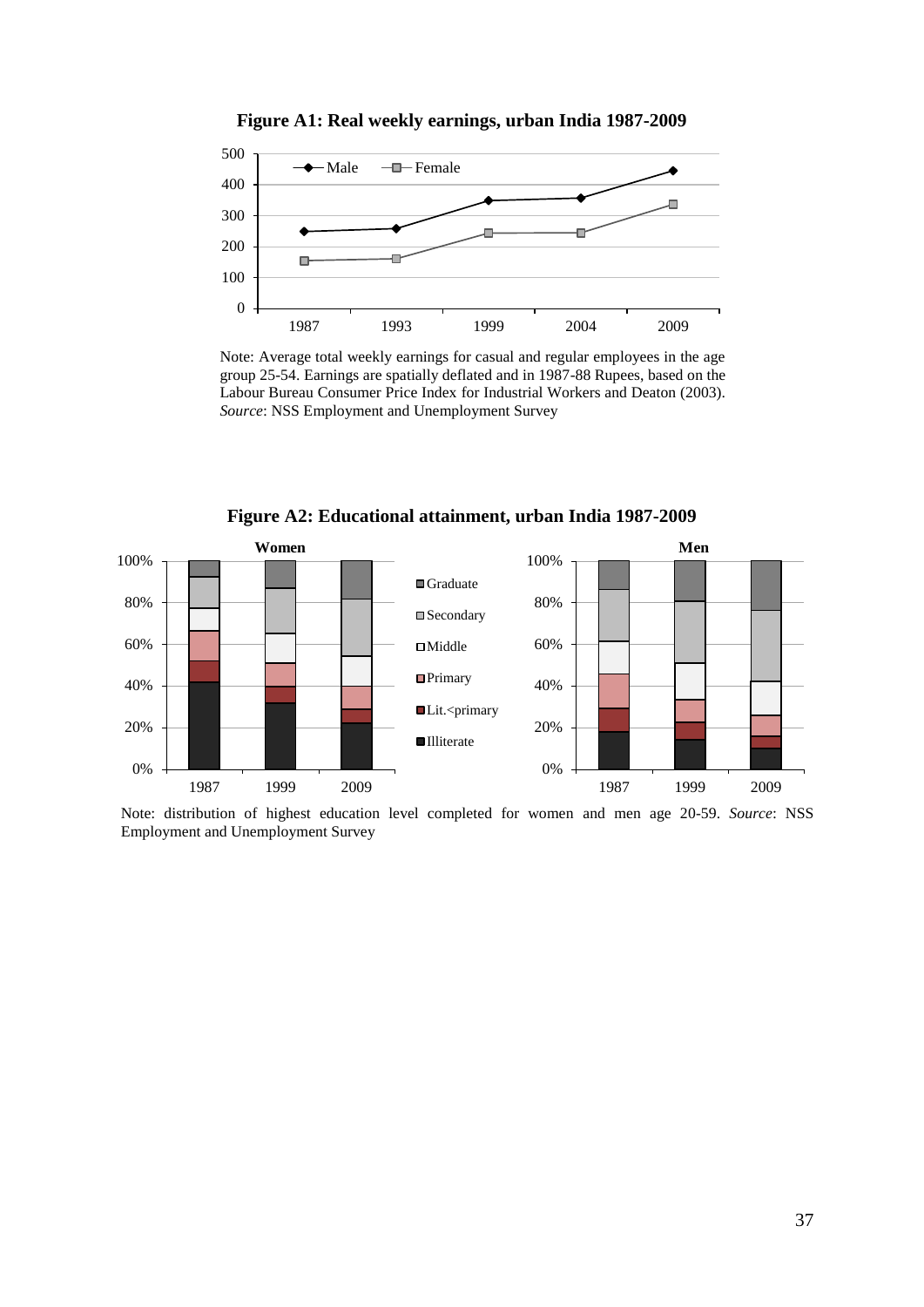**Figure A1: Real weekly earnings, urban India 1987-2009**

Note: Average total weekly earnings for casual and regular employees in the age group 25-54. Earnings are spatially deflated and in 1987-88 Rupees, based on the Labour Bureau Consumer Price Index for Industrial Workers and Deaton (2003). *Source*: NSS Employment and Unemployment Survey

**Figure A2: Educational attainment, urban India 1987-2009**

Note: distribution of highest education level completed for women and men age 20-59. *Source*: NSS Employment and Unemployment Survey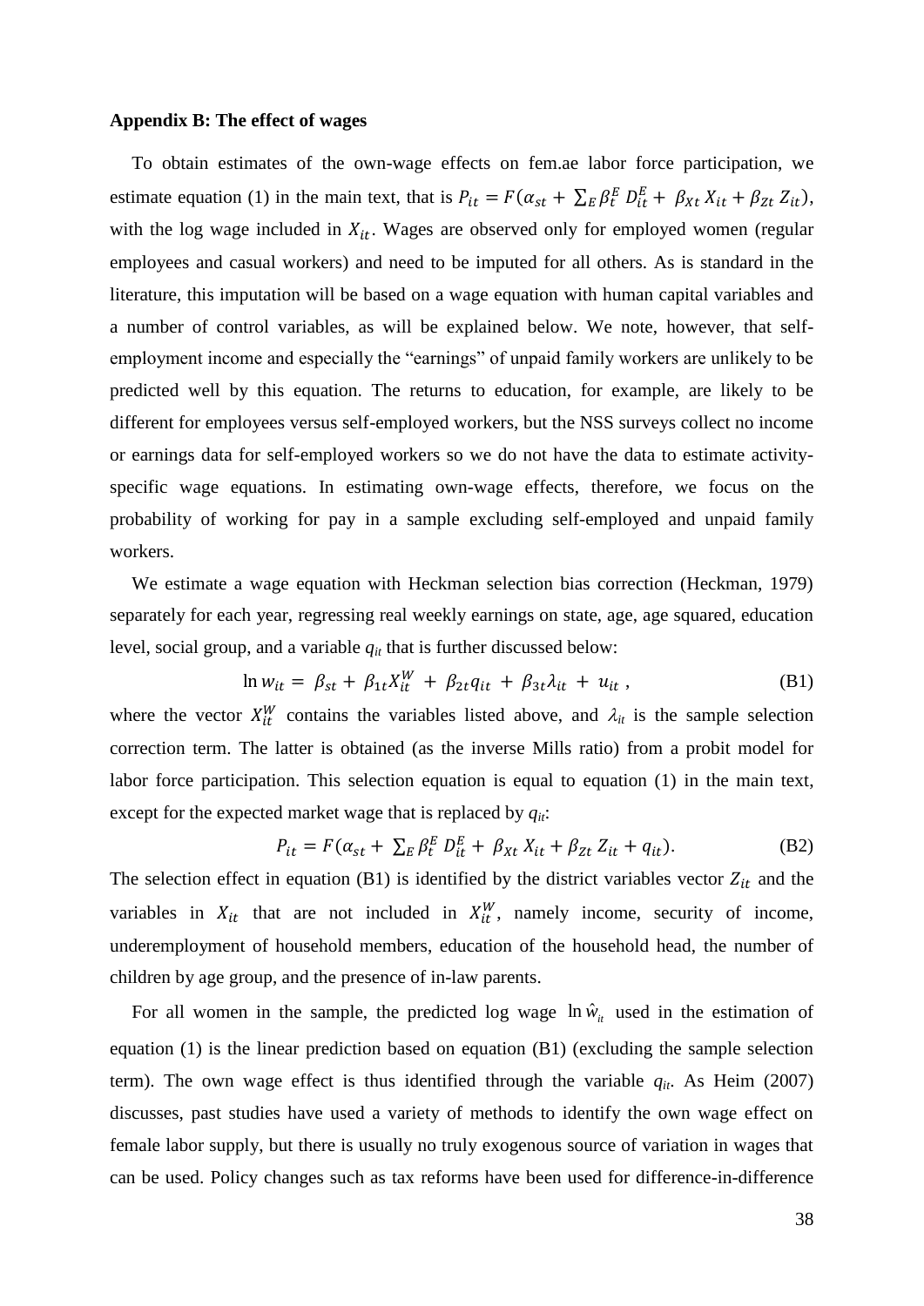**Appendix B: The effect of wages**

To obtain estimates of the own-wage effects on fem.ae labor force participation, we estimate equation (1) in the main text, that is $P_{it} = F(\alpha_{st} + \sum_E \beta_t^E D_{it}^E + \beta_{Xt} X_{it} + \beta_{Zt} Z_{it})$, with the log wage included in $X_{it}$. Wages are observed only for employed women (regular employees and casual workers) and need to be imputed for all others. As is standard in the literature, this imputation will be based on a wage equation with human capital variables and a number of control variables, as will be explained below. We note, however, that self-employment income and especially the "earnings" of unpaid family workers are unlikely to be predicted well by this equation. The returns to education, for example, are likely to be different for employees versus self-employed workers, but the NSS surveys collect no income or earnings data for self-employed workers so we do not have the data to estimate activity-specific wage equations. In estimating own-wage effects, therefore, we focus on the probability of working for pay in a sample excluding self-employed and unpaid family workers.

We estimate a wage equation with Heckman selection bias correction (Heckman, 1979) separately for each year, regressing real weekly earnings on state, age, age squared, education level, social group, and a variable $q_{it}$ that is further discussed below:

$$\ln w_{it} = \beta_{st} + \beta_{1t} X_{it}^W + \beta_{2t} q_{it} + \beta_{3t} \lambda_{it} + u_{it} \,, \tag{B1}$$

where the vector $X_{it}^W$ contains the variables listed above, and $\lambda_{it}$ is the sample selection correction term. The latter is obtained (as the inverse Mills ratio) from a probit model for labor force participation. This selection equation is equal to equation (1) in the main text, except for the expected market wage that is replaced by $q_{it}$:

$$P_{it} = F(\alpha_{st} + \textstyle\sum_E \beta_t^E D_{it}^E + \beta_{Xt} X_{it} + \beta_{Zt} Z_{it} + q_{it}). \tag{B2}$$

The selection effect in equation (B1) is identified by the district variables vector $Z_{it}$ and the variables in $X_{it}$ that are not included in $X_{it}^W$, namely income, security of income, underemployment of household members, education of the household head, the number of children by age group, and the presence of in-law parents.

For all women in the sample, the predicted log wage $\ln \hat{w}_{it}$ used in the estimation of equation (1) is the linear prediction based on equation (B1) (excluding the sample selection term). The own wage effect is thus identified through the variable $q_{it}$. As Heim (2007) discusses, past studies have used a variety of methods to identify the own wage effect on female labor supply, but there is usually no truly exogenous source of variation in wages that can be used. Policy changes such as tax reforms have been used for difference-in-difference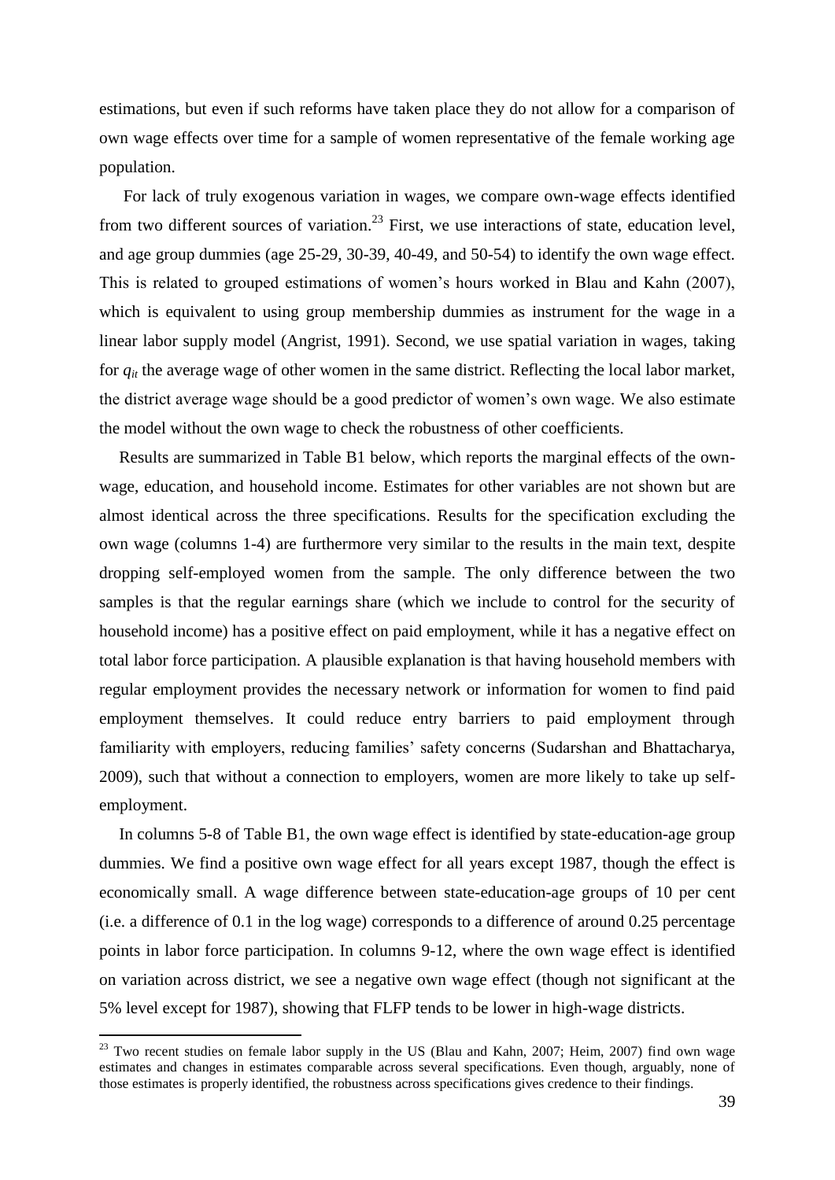estimations, but even if such reforms have taken place they do not allow for a comparison of own wage effects over time for a sample of women representative of the female working age population.

For lack of truly exogenous variation in wages, we compare own-wage effects identified from two different sources of variation.[23] First, we use interactions of state, education level, and age group dummies (age 25-29, 30-39, 40-49, and 50-54) to identify the own wage effect. This is related to grouped estimations of women's hours worked in Blau and Kahn (2007), which is equivalent to using group membership dummies as instrument for the wage in a linear labor supply model (Angrist, 1991). Second, we use spatial variation in wages, taking for $q_{it}$ the average wage of other women in the same district. Reflecting the local labor market, the district average wage should be a good predictor of women's own wage. We also estimate the model without the own wage to check the robustness of other coefficients.

Results are summarized in Table B1 below, which reports the marginal effects of the own-wage, education, and household income. Estimates for other variables are not shown but are almost identical across the three specifications. Results for the specification excluding the own wage (columns 1-4) are furthermore very similar to the results in the main text, despite dropping self-employed women from the sample. The only difference between the two samples is that the regular earnings share (which we include to control for the security of household income) has a positive effect on paid employment, while it has a negative effect on total labor force participation. A plausible explanation is that having household members with regular employment provides the necessary network or information for women to find paid employment themselves. It could reduce entry barriers to paid employment through familiarity with employers, reducing families' safety concerns (Sudarshan and Bhattacharya, 2009), such that without a connection to employers, women are more likely to take up self-employment.

In columns 5-8 of Table B1, the own wage effect is identified by state-education-age group dummies. We find a positive own wage effect for all years except 1987, though the effect is economically small. A wage difference between state-education-age groups of 10 per cent (i.e. a difference of 0.1 in the log wage) corresponds to a difference of around 0.25 percentage points in labor force participation. In columns 9-12, where the own wage effect is identified on variation across district, we see a negative own wage effect (though not significant at the 5% level except for 1987), showing that FLFP tends to be lower in high-wage districts.

[23] Two recent studies on female labor supply in the US (Blau and Kahn, 2007; Heim, 2007) find own wage estimates and changes in estimates comparable across several specifications. Even though, arguably, none of those estimates is properly identified, the robustness across specifications gives credence to their findings.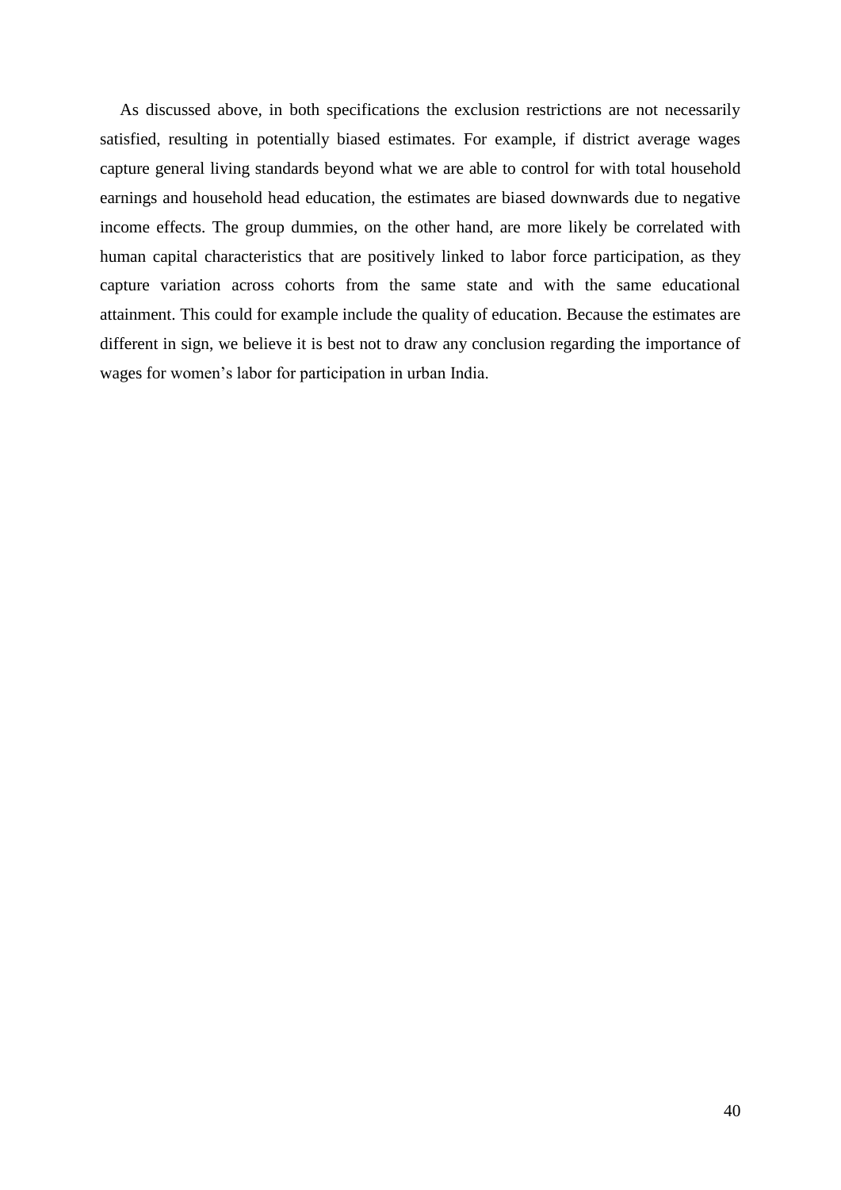As discussed above, in both specifications the exclusion restrictions are not necessarily satisfied, resulting in potentially biased estimates. For example, if district average wages capture general living standards beyond what we are able to control for with total household earnings and household head education, the estimates are biased downwards due to negative income effects. The group dummies, on the other hand, are more likely be correlated with human capital characteristics that are positively linked to labor force participation, as they capture variation across cohorts from the same state and with the same educational attainment. This could for example include the quality of education. Because the estimates are different in sign, we believe it is best not to draw any conclusion regarding the importance of wages for women's labor for participation in urban India.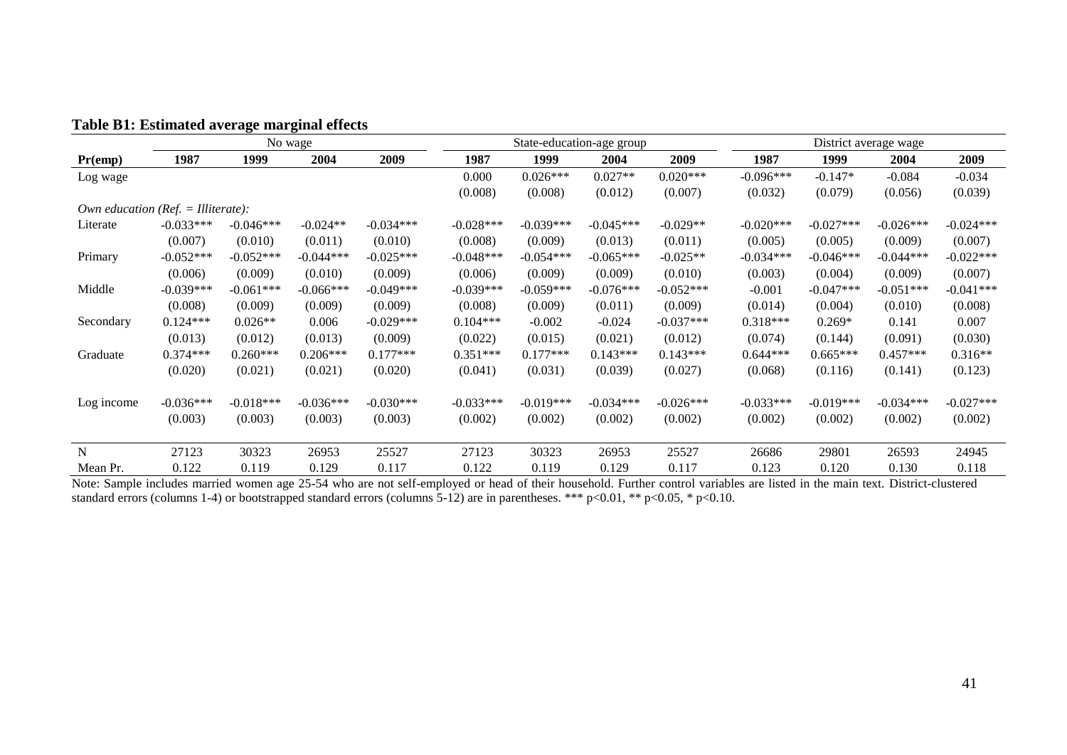**Table B1: Estimated average marginal effects**

| | No wage | | | | State-education-age group | | | | District average wage | | | |
|---|---|---|---|---|---|---|---|---|---|---|---|---|
| **Pr(emp)** | **1987** | **1999** | **2004** | **2009** | **1987** | **1999** | **2004** | **2009** | **1987** | **1999** | **2004** | **2009** |
| Log wage | | | | | 0.000 | 0.026*** | 0.027** | 0.020*** | -0.096*** | -0.147* | -0.084 | -0.034 |
| | | | | | (0.008) | (0.008) | (0.012) | (0.007) | (0.032) | (0.079) | (0.056) | (0.039) |
| *Own education (Ref. = Illiterate):* | | | | | | | | | | | | |
| Literate | -0.033*** | -0.046*** | -0.024** | -0.034*** | -0.028*** | -0.039*** | -0.045*** | -0.029** | -0.020*** | -0.027*** | -0.026*** | -0.024*** |
| | (0.007) | (0.010) | (0.011) | (0.010) | (0.008) | (0.009) | (0.013) | (0.011) | (0.005) | (0.005) | (0.009) | (0.007) |
| Primary | -0.052*** | -0.052*** | -0.044*** | -0.025*** | -0.048*** | -0.054*** | -0.065*** | -0.025** | -0.034*** | -0.046*** | -0.044*** | -0.022*** |
| | (0.006) | (0.009) | (0.010) | (0.009) | (0.006) | (0.009) | (0.009) | (0.010) | (0.003) | (0.004) | (0.009) | (0.007) |
| Middle | -0.039*** | -0.061*** | -0.066*** | -0.049*** | -0.039*** | -0.059*** | -0.076*** | -0.052*** | -0.001 | -0.047*** | -0.051*** | -0.041*** |
| | (0.008) | (0.009) | (0.009) | (0.009) | (0.008) | (0.009) | (0.011) | (0.009) | (0.014) | (0.004) | (0.010) | (0.008) |
| Secondary | 0.124*** | 0.026** | 0.006 | -0.029*** | 0.104*** | -0.002 | -0.024 | -0.037*** | 0.318*** | 0.269* | 0.141 | 0.007 |
| | (0.013) | (0.012) | (0.013) | (0.009) | (0.022) | (0.015) | (0.021) | (0.012) | (0.074) | (0.144) | (0.091) | (0.030) |
| Graduate | 0.374*** | 0.260*** | 0.206*** | 0.177*** | 0.351*** | 0.177*** | 0.143*** | 0.143*** | 0.644*** | 0.665*** | 0.457*** | 0.316** |
| | (0.020) | (0.021) | (0.021) | (0.020) | (0.041) | (0.031) | (0.039) | (0.027) | (0.068) | (0.116) | (0.141) | (0.123) |
| Log income | -0.036*** | -0.018*** | -0.036*** | -0.030*** | -0.033*** | -0.019*** | -0.034*** | -0.026*** | -0.033*** | -0.019*** | -0.034*** | -0.027*** |
| | (0.003) | (0.003) | (0.003) | (0.003) | (0.002) | (0.002) | (0.002) | (0.002) | (0.002) | (0.002) | (0.002) | (0.002) |
| N | 27123 | 30323 | 26953 | 25527 | 27123 | 30323 | 26953 | 25527 | 26686 | 29801 | 26593 | 24945 |
| Mean Pr. | 0.122 | 0.119 | 0.129 | 0.117 | 0.122 | 0.119 | 0.129 | 0.117 | 0.123 | 0.120 | 0.130 | 0.118 |

Note: Sample includes married women age 25-54 who are not self-employed or head of their household. Further control variables are listed in the main text. District-clustered standard errors (columns 1-4) or bootstrapped standard errors (columns 5-12) are in parentheses. *** p<0.01, ** p<0.05, * p<0.10.